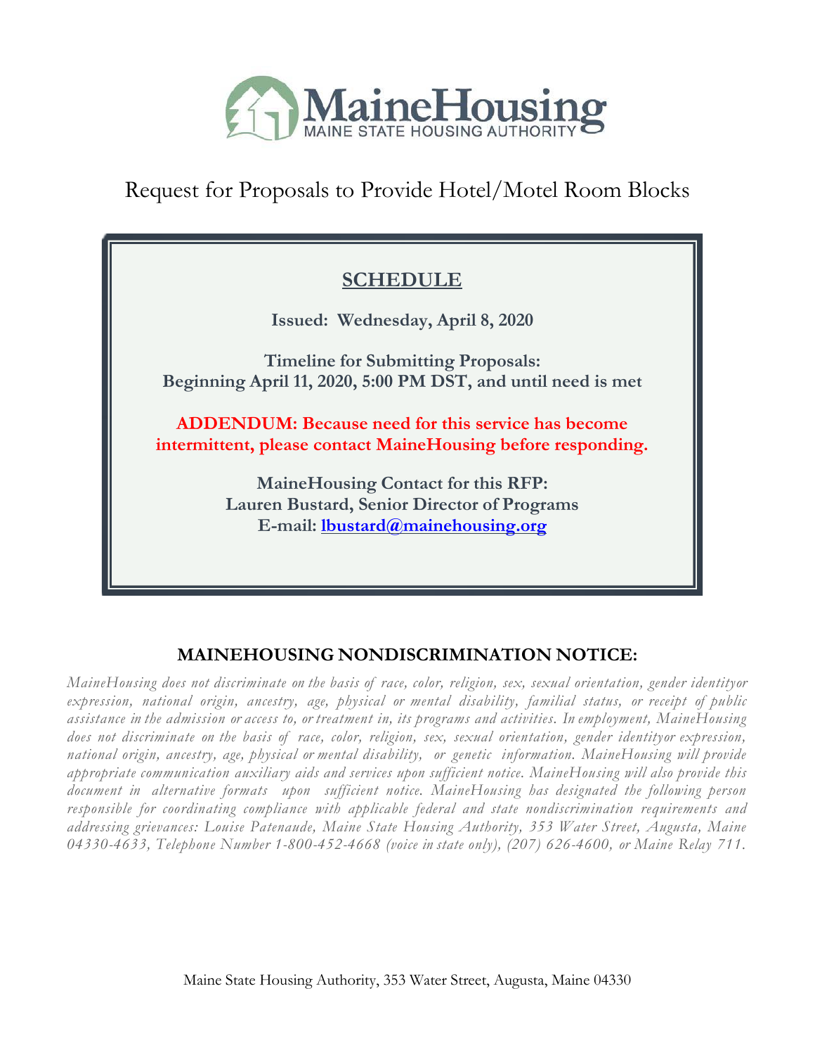# MaineHousing

MAINE STATE HOUSING AUTHORITY

# Request for Proposals to Provide Hotel/Motel Room Blocks

## SCHEDULE

**Issued: Wednesday, April 8, 2020**

**Timeline for Submitting Proposals:**
**Beginning April 11, 2020, 5:00 PM DST, and until need is met**

**ADDENDUM: Because need for this service has become intermittent, please contact MaineHousing before responding.**

**MaineHousing Contact for this RFP:**
**Lauren Bustard, Senior Director of Programs**
**E-mail: lbustard@mainehousing.org**

## MAINEHOUSING NONDISCRIMINATION NOTICE:

*MaineHousing does not discriminate on the basis of race, color, religion, sex, sexual orientation, gender identity or expression, national origin, ancestry, age, physical or mental disability, familial status, or receipt of public assistance in the admission or access to, or treatment in, its programs and activities. In employment, MaineHousing does not discriminate on the basis of race, color, religion, sex, sexual orientation, gender identity or expression, national origin, ancestry, age, physical or mental disability, or genetic information. MaineHousing will provide appropriate communication auxiliary aids and services upon sufficient notice. MaineHousing will also provide this document in alternative formats upon sufficient notice. MaineHousing has designated the following person responsible for coordinating compliance with applicable federal and state nondiscrimination requirements and addressing grievances: Louise Patenaude, Maine State Housing Authority, 353 Water Street, Augusta, Maine 04330-4633, Telephone Number 1-800-452-4668 (voice in state only), (207) 626-4600, or Maine Relay 711.*

Maine State Housing Authority, 353 Water Street, Augusta, Maine 04330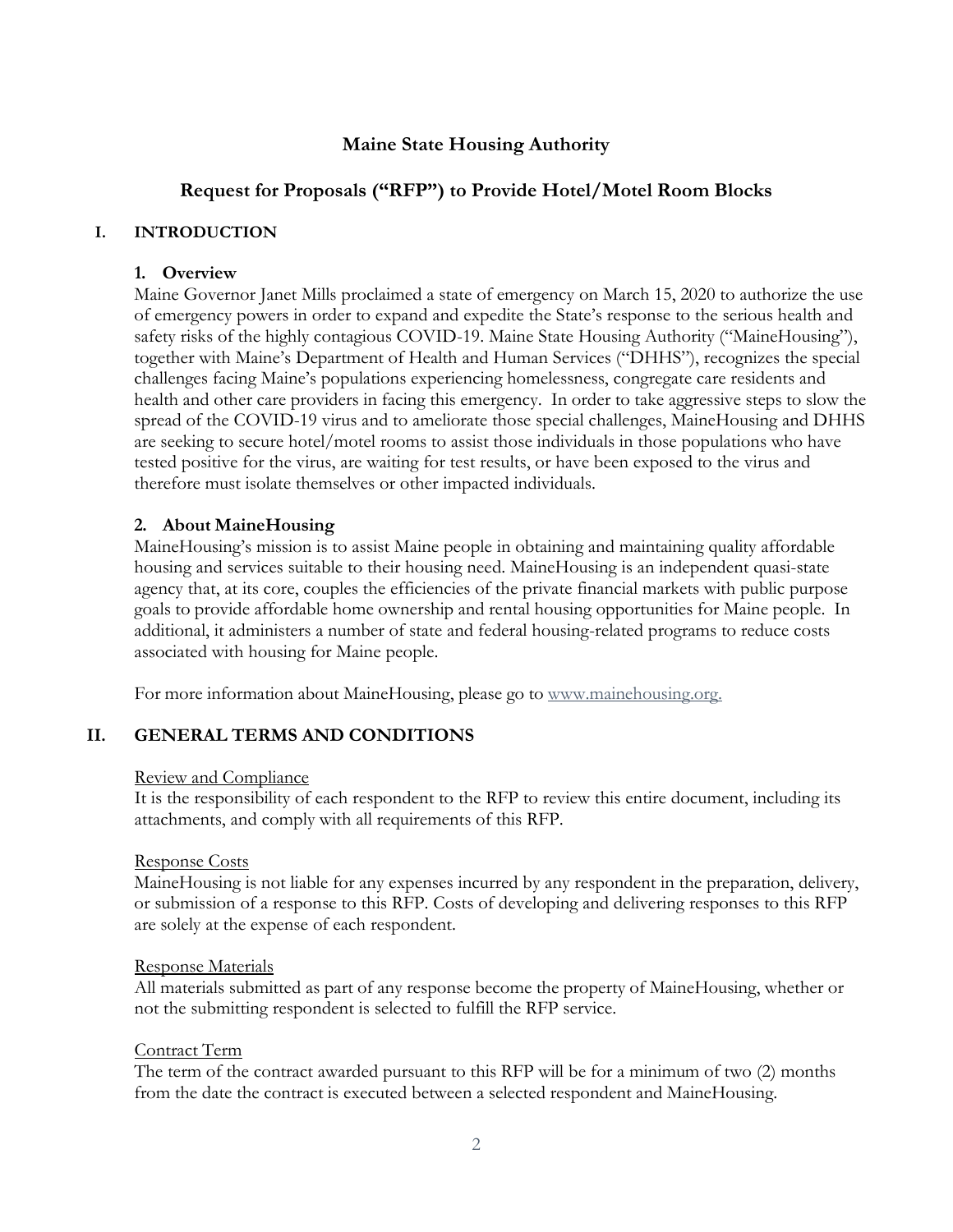# Maine State Housing Authority

## Request for Proposals ("RFP") to Provide Hotel/Motel Room Blocks

## I. INTRODUCTION

### 1. Overview

Maine Governor Janet Mills proclaimed a state of emergency on March 15, 2020 to authorize the use of emergency powers in order to expand and expedite the State's response to the serious health and safety risks of the highly contagious COVID-19. Maine State Housing Authority ("MaineHousing"), together with Maine's Department of Health and Human Services ("DHHS"), recognizes the special challenges facing Maine's populations experiencing homelessness, congregate care residents and health and other care providers in facing this emergency. In order to take aggressive steps to slow the spread of the COVID-19 virus and to ameliorate those special challenges, MaineHousing and DHHS are seeking to secure hotel/motel rooms to assist those individuals in those populations who have tested positive for the virus, are waiting for test results, or have been exposed to the virus and therefore must isolate themselves or other impacted individuals.

### 2. About MaineHousing

MaineHousing's mission is to assist Maine people in obtaining and maintaining quality affordable housing and services suitable to their housing need. MaineHousing is an independent quasi-state agency that, at its core, couples the efficiencies of the private financial markets with public purpose goals to provide affordable home ownership and rental housing opportunities for Maine people. In additional, it administers a number of state and federal housing-related programs to reduce costs associated with housing for Maine people.

For more information about MaineHousing, please go to www.mainehousing.org.

## II. GENERAL TERMS AND CONDITIONS

Review and Compliance

It is the responsibility of each respondent to the RFP to review this entire document, including its attachments, and comply with all requirements of this RFP.

Response Costs

MaineHousing is not liable for any expenses incurred by any respondent in the preparation, delivery, or submission of a response to this RFP. Costs of developing and delivering responses to this RFP are solely at the expense of each respondent.

Response Materials

All materials submitted as part of any response become the property of MaineHousing, whether or not the submitting respondent is selected to fulfill the RFP service.

Contract Term

The term of the contract awarded pursuant to this RFP will be for a minimum of two (2) months from the date the contract is executed between a selected respondent and MaineHousing.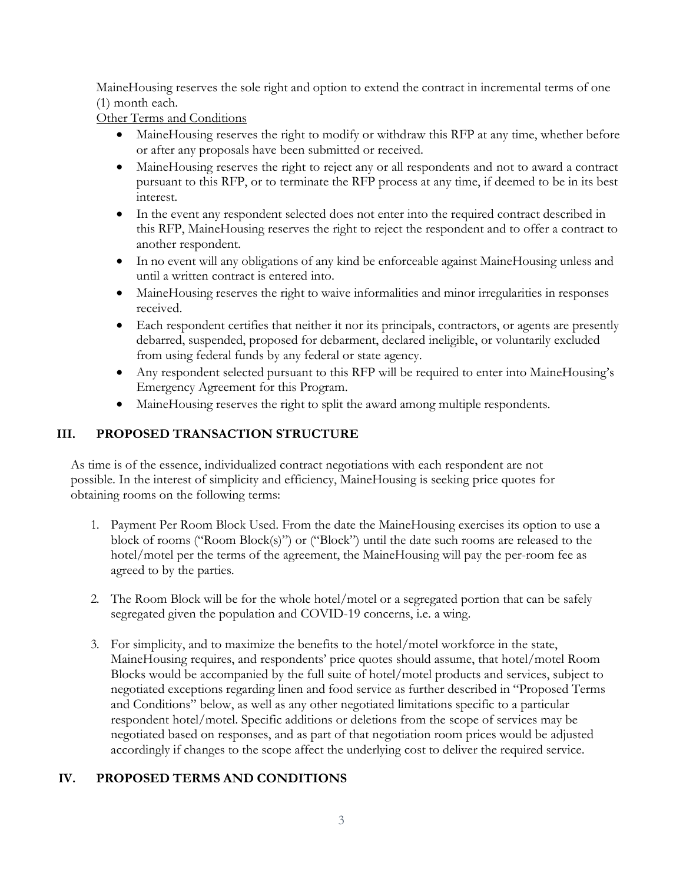MaineHousing reserves the sole right and option to extend the contract in incremental terms of one (1) month each.

Other Terms and Conditions

- MaineHousing reserves the right to modify or withdraw this RFP at any time, whether before or after any proposals have been submitted or received.
- MaineHousing reserves the right to reject any or all respondents and not to award a contract pursuant to this RFP, or to terminate the RFP process at any time, if deemed to be in its best interest.
- In the event any respondent selected does not enter into the required contract described in this RFP, MaineHousing reserves the right to reject the respondent and to offer a contract to another respondent.
- In no event will any obligations of any kind be enforceable against MaineHousing unless and until a written contract is entered into.
- MaineHousing reserves the right to waive informalities and minor irregularities in responses received.
- Each respondent certifies that neither it nor its principals, contractors, or agents are presently debarred, suspended, proposed for debarment, declared ineligible, or voluntarily excluded from using federal funds by any federal or state agency.
- Any respondent selected pursuant to this RFP will be required to enter into MaineHousing's Emergency Agreement for this Program.
- MaineHousing reserves the right to split the award among multiple respondents.

## III. PROPOSED TRANSACTION STRUCTURE

As time is of the essence, individualized contract negotiations with each respondent are not possible. In the interest of simplicity and efficiency, MaineHousing is seeking price quotes for obtaining rooms on the following terms:

1. Payment Per Room Block Used. From the date the MaineHousing exercises its option to use a block of rooms ("Room Block(s)") or ("Block") until the date such rooms are released to the hotel/motel per the terms of the agreement, the MaineHousing will pay the per-room fee as agreed to by the parties.

2. The Room Block will be for the whole hotel/motel or a segregated portion that can be safely segregated given the population and COVID-19 concerns, i.e. a wing.

3. For simplicity, and to maximize the benefits to the hotel/motel workforce in the state, MaineHousing requires, and respondents' price quotes should assume, that hotel/motel Room Blocks would be accompanied by the full suite of hotel/motel products and services, subject to negotiated exceptions regarding linen and food service as further described in "Proposed Terms and Conditions" below, as well as any other negotiated limitations specific to a particular respondent hotel/motel. Specific additions or deletions from the scope of services may be negotiated based on responses, and as part of that negotiation room prices would be adjusted accordingly if changes to the scope affect the underlying cost to deliver the required service.

## IV. PROPOSED TERMS AND CONDITIONS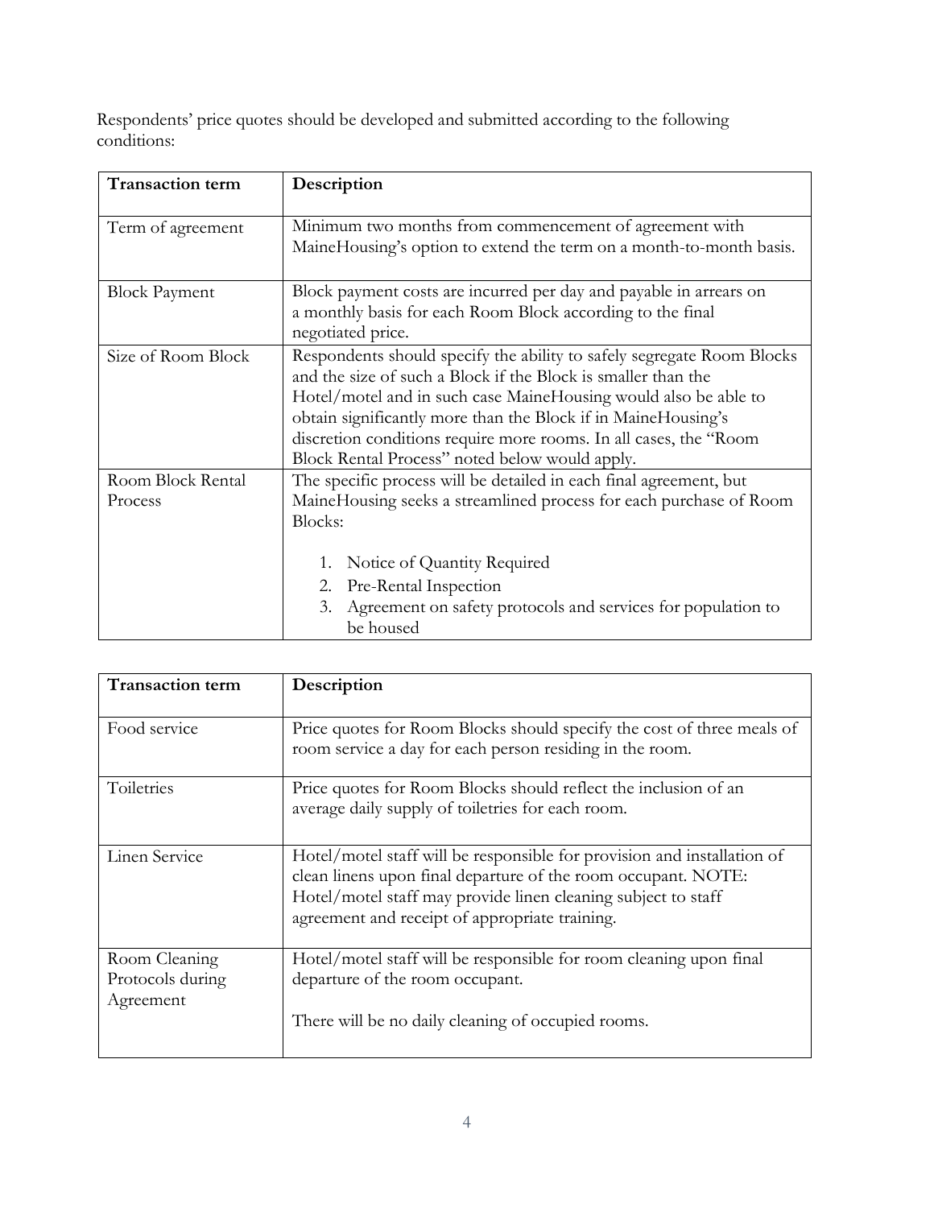Respondents' price quotes should be developed and submitted according to the following conditions:

| Transaction term | Description |
|---|---|
| Term of agreement | Minimum two months from commencement of agreement with MaineHousing's option to extend the term on a month-to-month basis. |
| Block Payment | Block payment costs are incurred per day and payable in arrears on a monthly basis for each Room Block according to the final negotiated price. |
| Size of Room Block | Respondents should specify the ability to safely segregate Room Blocks and the size of such a Block if the Block is smaller than the Hotel/motel and in such case MaineHousing would also be able to obtain significantly more than the Block if in MaineHousing's discretion conditions require more rooms. In all cases, the "Room Block Rental Process" noted below would apply. |
| Room Block Rental Process | The specific process will be detailed in each final agreement, but MaineHousing seeks a streamlined process for each purchase of Room Blocks:<br><br>1. Notice of Quantity Required<br>2. Pre-Rental Inspection<br>3. Agreement on safety protocols and services for population to be housed |

| Transaction term | Description |
|---|---|
| Food service | Price quotes for Room Blocks should specify the cost of three meals of room service a day for each person residing in the room. |
| Toiletries | Price quotes for Room Blocks should reflect the inclusion of an average daily supply of toiletries for each room. |
| Linen Service | Hotel/motel staff will be responsible for provision and installation of clean linens upon final departure of the room occupant. NOTE: Hotel/motel staff may provide linen cleaning subject to staff agreement and receipt of appropriate training. |
| Room Cleaning Protocols during Agreement | Hotel/motel staff will be responsible for room cleaning upon final departure of the room occupant.<br><br>There will be no daily cleaning of occupied rooms. |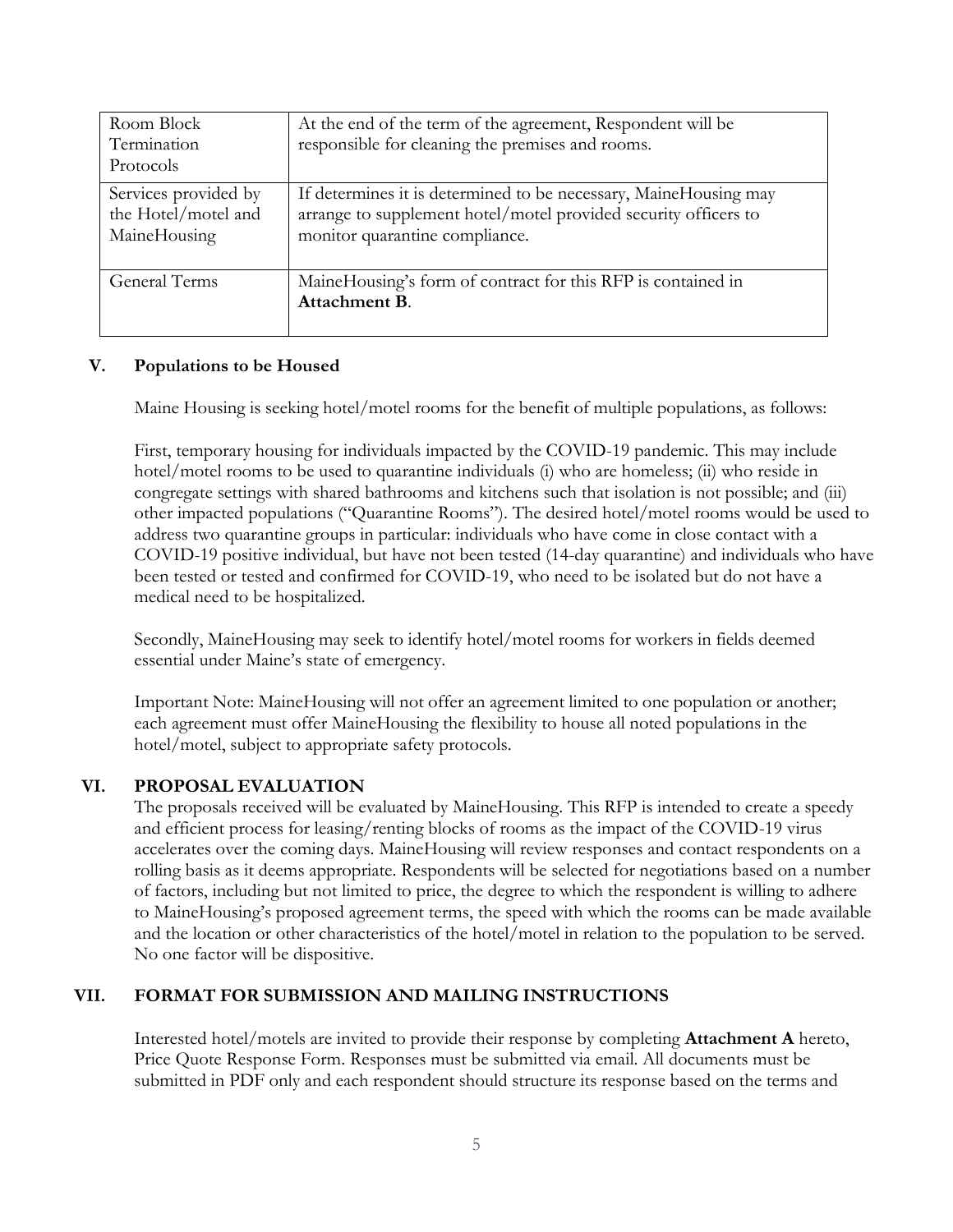| | |
|---|---|
| Room Block Termination Protocols | At the end of the term of the agreement, Respondent will be responsible for cleaning the premises and rooms. |
| Services provided by the Hotel/motel and MaineHousing | If determines it is determined to be necessary, MaineHousing may arrange to supplement hotel/motel provided security officers to monitor quarantine compliance. |
| General Terms | MaineHousing's form of contract for this RFP is contained in **Attachment B**. |

## V. Populations to be Housed

Maine Housing is seeking hotel/motel rooms for the benefit of multiple populations, as follows:

First, temporary housing for individuals impacted by the COVID-19 pandemic. This may include hotel/motel rooms to be used to quarantine individuals (i) who are homeless; (ii) who reside in congregate settings with shared bathrooms and kitchens such that isolation is not possible; and (iii) other impacted populations ("Quarantine Rooms"). The desired hotel/motel rooms would be used to address two quarantine groups in particular: individuals who have come in close contact with a COVID-19 positive individual, but have not been tested (14-day quarantine) and individuals who have been tested or tested and confirmed for COVID-19, who need to be isolated but do not have a medical need to be hospitalized.

Secondly, MaineHousing may seek to identify hotel/motel rooms for workers in fields deemed essential under Maine's state of emergency.

Important Note: MaineHousing will not offer an agreement limited to one population or another; each agreement must offer MaineHousing the flexibility to house all noted populations in the hotel/motel, subject to appropriate safety protocols.

## VI. PROPOSAL EVALUATION

The proposals received will be evaluated by MaineHousing. This RFP is intended to create a speedy and efficient process for leasing/renting blocks of rooms as the impact of the COVID-19 virus accelerates over the coming days. MaineHousing will review responses and contact respondents on a rolling basis as it deems appropriate. Respondents will be selected for negotiations based on a number of factors, including but not limited to price, the degree to which the respondent is willing to adhere to MaineHousing's proposed agreement terms, the speed with which the rooms can be made available and the location or other characteristics of the hotel/motel in relation to the population to be served. No one factor will be dispositive.

## VII. FORMAT FOR SUBMISSION AND MAILING INSTRUCTIONS

Interested hotel/motels are invited to provide their response by completing **Attachment A** hereto, Price Quote Response Form. Responses must be submitted via email. All documents must be submitted in PDF only and each respondent should structure its response based on the terms and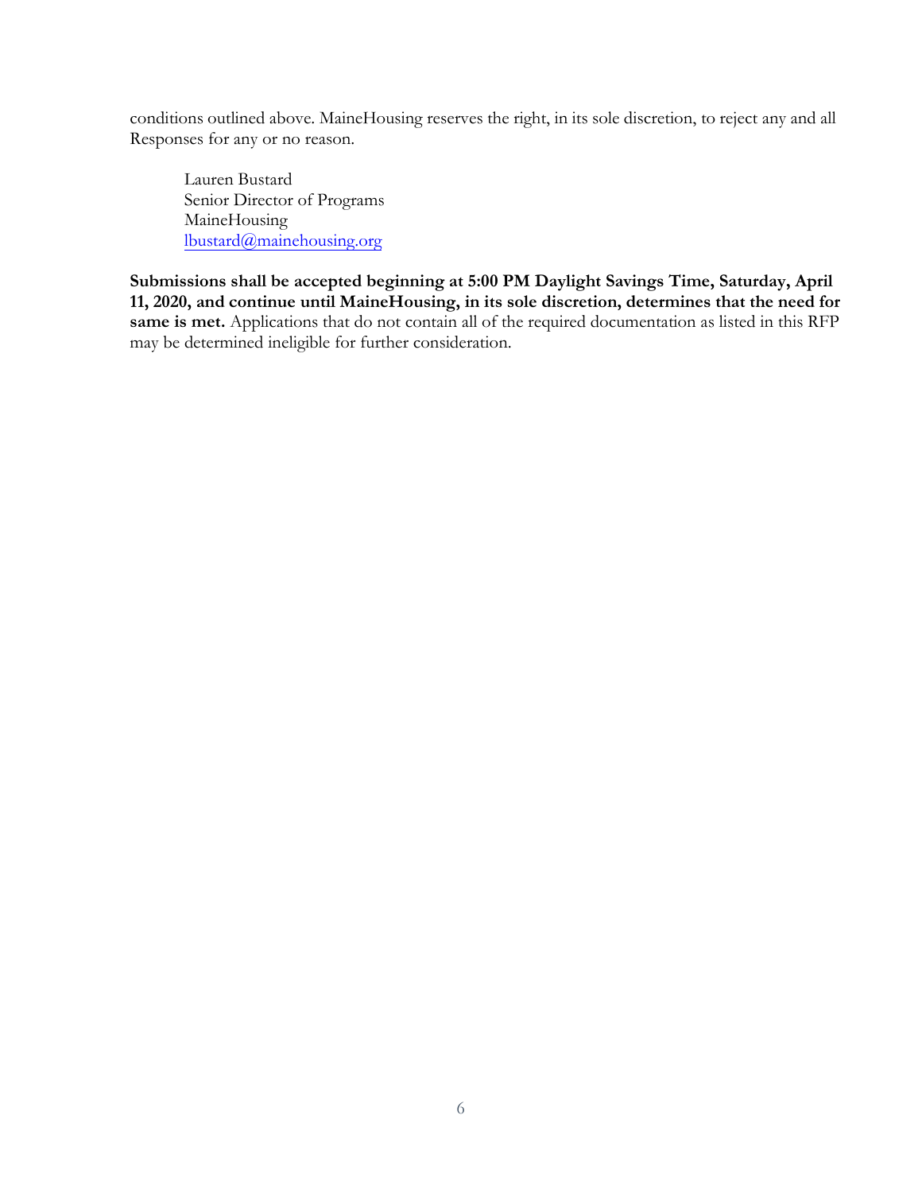conditions outlined above. MaineHousing reserves the right, in its sole discretion, to reject any and all Responses for any or no reason.

Lauren Bustard
Senior Director of Programs
MaineHousing
lbustard@mainehousing.org

**Submissions shall be accepted beginning at 5:00 PM Daylight Savings Time, Saturday, April 11, 2020, and continue until MaineHousing, in its sole discretion, determines that the need for same is met.** Applications that do not contain all of the required documentation as listed in this RFP may be determined ineligible for further consideration.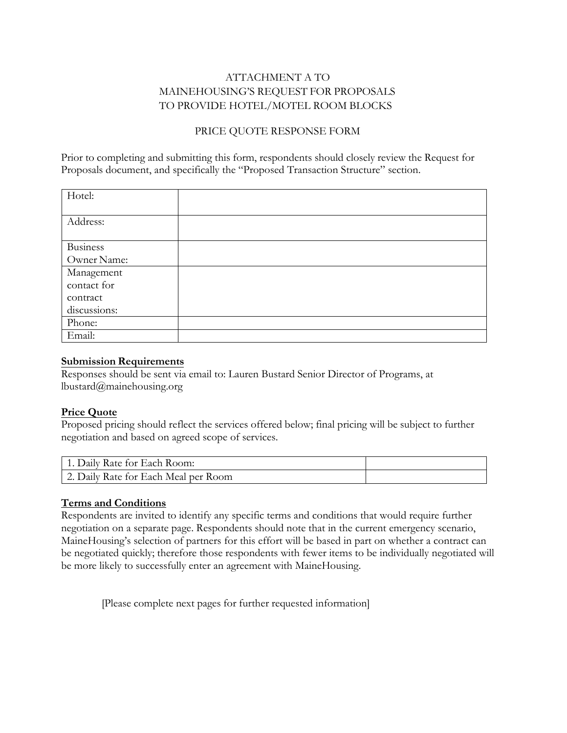ATTACHMENT A TO
MAINEHOUSING'S REQUEST FOR PROPOSALS
TO PROVIDE HOTEL/MOTEL ROOM BLOCKS

PRICE QUOTE RESPONSE FORM

Prior to completing and submitting this form, respondents should closely review the Request for Proposals document, and specifically the "Proposed Transaction Structure" section.

| Hotel: | |
|---|---|
| Address: | |
| Business Owner Name: | |
| Management contact for contract discussions: | |
| Phone: | |
| Email: | |

**Submission Requirements**

Responses should be sent via email to: Lauren Bustard Senior Director of Programs, at lbustard@mainehousing.org

**Price Quote**

Proposed pricing should reflect the services offered below; final pricing will be subject to further negotiation and based on agreed scope of services.

| 1. Daily Rate for Each Room: | |
|---|---|
| 2. Daily Rate for Each Meal per Room | |

**Terms and Conditions**

Respondents are invited to identify any specific terms and conditions that would require further negotiation on a separate page. Respondents should note that in the current emergency scenario, MaineHousing's selection of partners for this effort will be based in part on whether a contract can be negotiated quickly; therefore those respondents with fewer items to be individually negotiated will be more likely to successfully enter an agreement with MaineHousing.

[Please complete next pages for further requested information]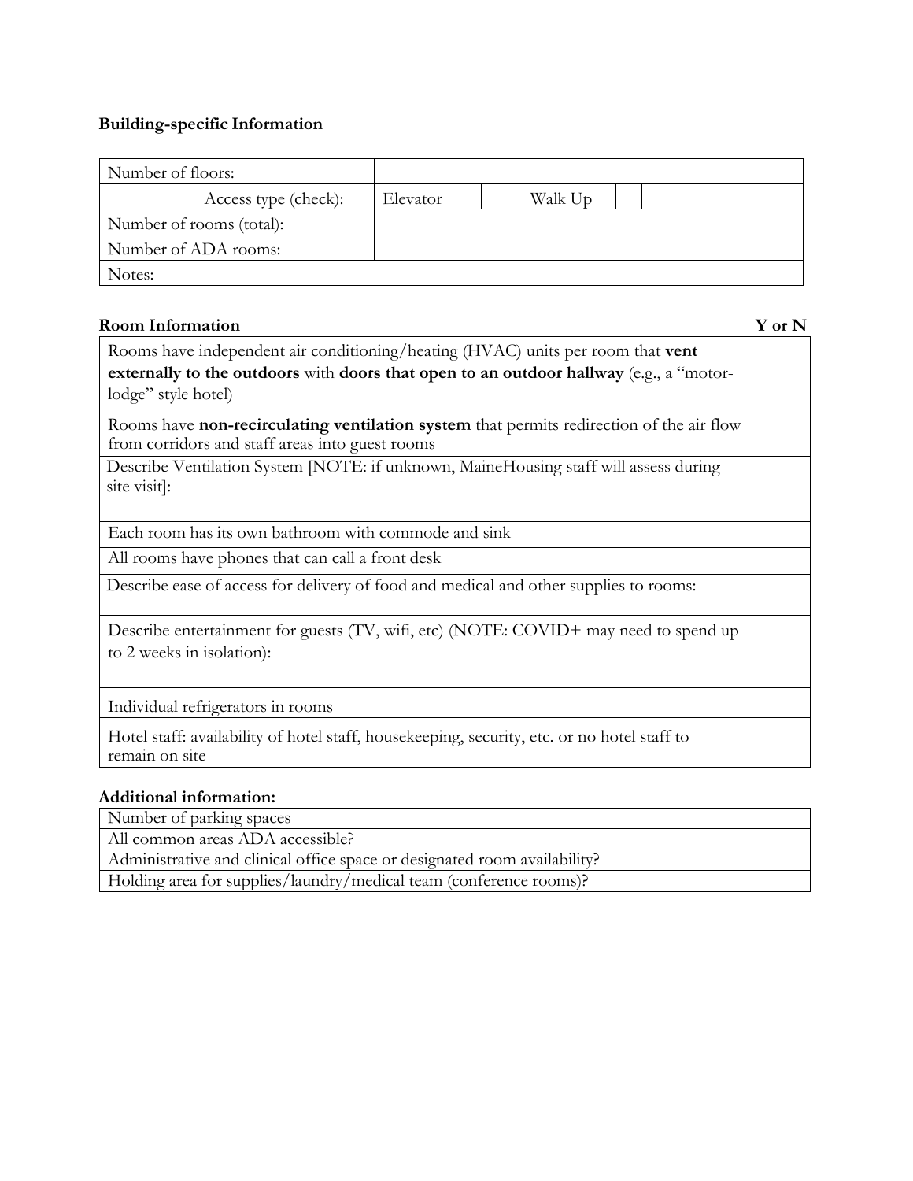**<u>Building-specific Information</u>**

| Number of floors: | | | | | |
|---|---|---|---|---|---|
| Access type (check): | Elevator | | Walk Up | | |
| Number of rooms (total): | | | | | |
| Number of ADA rooms: | | | | | |
| Notes: | | | | | |

**Room Information**

| | Y or N |
|---|---|
| Rooms have independent air conditioning/heating (HVAC) units per room that **vent externally to the outdoors** with **doors that open to an outdoor hallway** (e.g., a "motor-lodge" style hotel) | |
| Rooms have **non-recirculating ventilation system** that permits redirection of the air flow from corridors and staff areas into guest rooms | |
| Describe Ventilation System [NOTE: if unknown, MaineHousing staff will assess during site visit]: | |
| Each room has its own bathroom with commode and sink | |
| All rooms have phones that can call a front desk | |
| Describe ease of access for delivery of food and medical and other supplies to rooms: | |
| Describe entertainment for guests (TV, wifi, etc) (NOTE: COVID+ may need to spend up to 2 weeks in isolation): | |
| Individual refrigerators in rooms | |
| Hotel staff: availability of hotel staff, housekeeping, security, etc. or no hotel staff to remain on site | |

**Additional information:**

| | |
|---|---|
| Number of parking spaces | |
| All common areas ADA accessible? | |
| Administrative and clinical office space or designated room availability? | |
| Holding area for supplies/laundry/medical team (conference rooms)? | |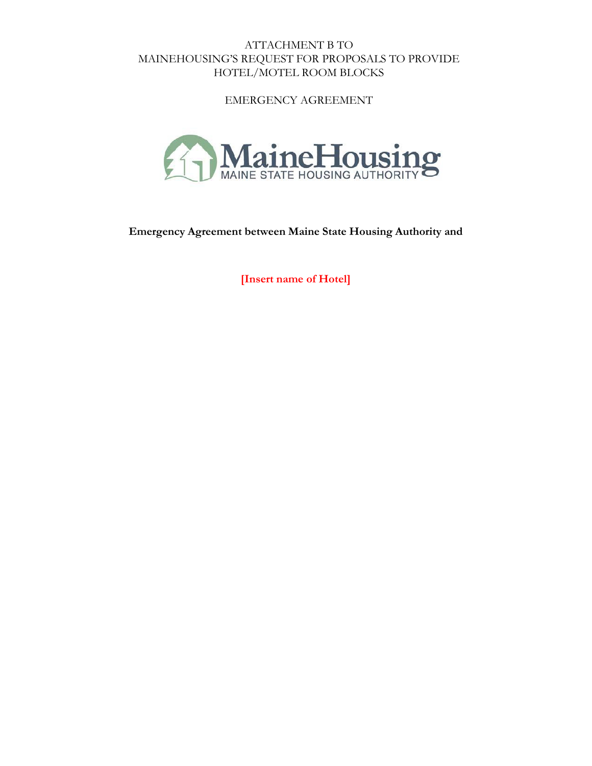ATTACHMENT B TO
MAINEHOUSING'S REQUEST FOR PROPOSALS TO PROVIDE
HOTEL/MOTEL ROOM BLOCKS

EMERGENCY AGREEMENT

MaineHousing
MAINE STATE HOUSING AUTHORITY

**Emergency Agreement between Maine State Housing Authority and**

**[Insert name of Hotel]**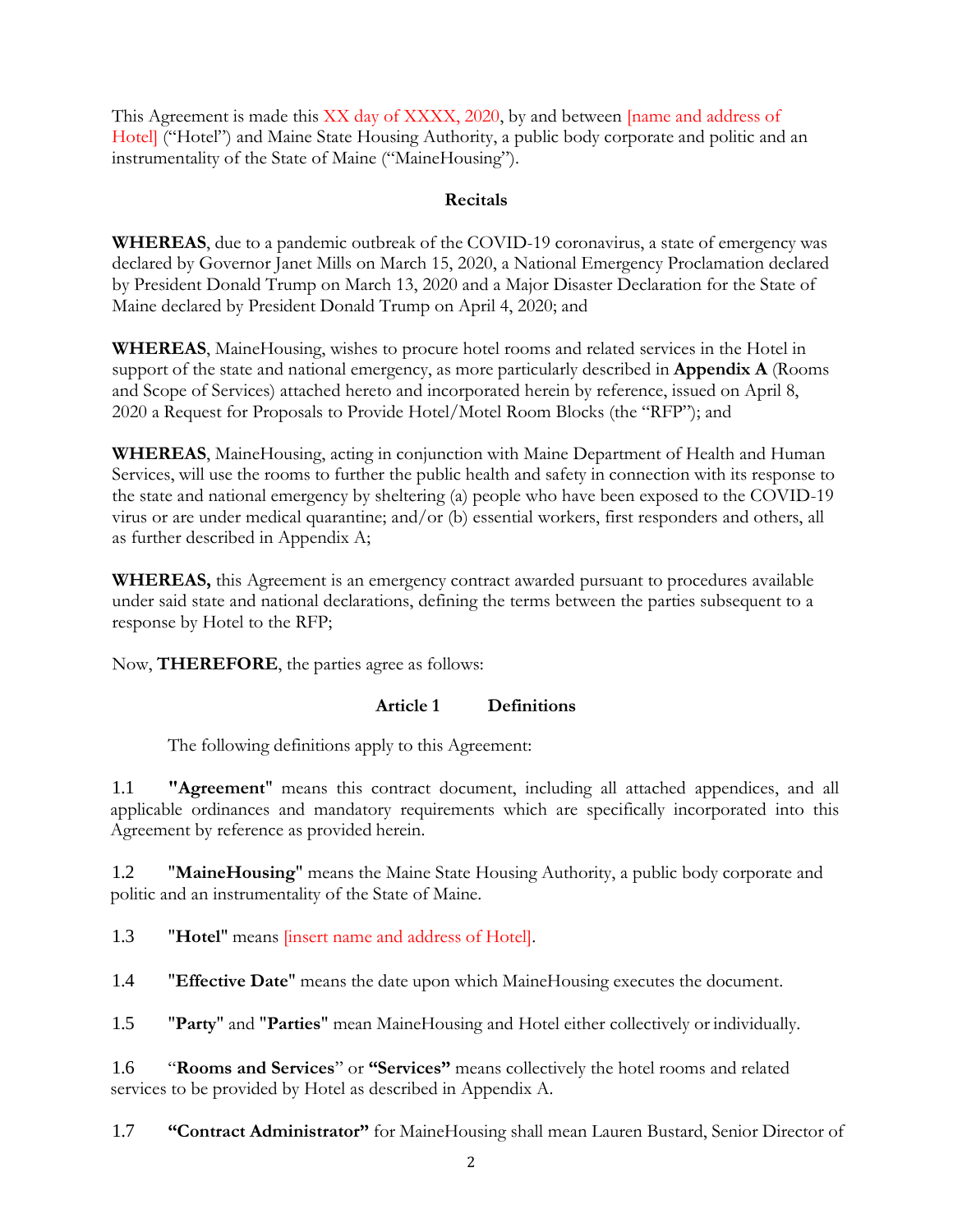This Agreement is made this XX day of XXXX, 2020, by and between [name and address of Hotel] ("Hotel") and Maine State Housing Authority, a public body corporate and politic and an instrumentality of the State of Maine ("MaineHousing").

**Recitals**

**WHEREAS**, due to a pandemic outbreak of the COVID-19 coronavirus, a state of emergency was declared by Governor Janet Mills on March 15, 2020, a National Emergency Proclamation declared by President Donald Trump on March 13, 2020 and a Major Disaster Declaration for the State of Maine declared by President Donald Trump on April 4, 2020; and

**WHEREAS**, MaineHousing, wishes to procure hotel rooms and related services in the Hotel in support of the state and national emergency, as more particularly described in **Appendix A** (Rooms and Scope of Services) attached hereto and incorporated herein by reference, issued on April 8, 2020 a Request for Proposals to Provide Hotel/Motel Room Blocks (the "RFP"); and

**WHEREAS**, MaineHousing, acting in conjunction with Maine Department of Health and Human Services, will use the rooms to further the public health and safety in connection with its response to the state and national emergency by sheltering (a) people who have been exposed to the COVID-19 virus or are under medical quarantine; and/or (b) essential workers, first responders and others, all as further described in Appendix A;

**WHEREAS,** this Agreement is an emergency contract awarded pursuant to procedures available under said state and national declarations, defining the terms between the parties subsequent to a response by Hotel to the RFP;

Now, **THEREFORE**, the parties agree as follows:

**Article 1 Definitions**

The following definitions apply to this Agreement:

1.1 **"Agreement"** means this contract document, including all attached appendices, and all applicable ordinances and mandatory requirements which are specifically incorporated into this Agreement by reference as provided herein.

1.2 **"MaineHousing"** means the Maine State Housing Authority, a public body corporate and politic and an instrumentality of the State of Maine.

1.3 **"Hotel"** means [insert name and address of Hotel].

1.4 **"Effective Date"** means the date upon which MaineHousing executes the document.

1.5 **"Party"** and **"Parties"** mean MaineHousing and Hotel either collectively or individually.

1.6 "**Rooms and Services**" or **"Services"** means collectively the hotel rooms and related services to be provided by Hotel as described in Appendix A.

1.7 **"Contract Administrator"** for MaineHousing shall mean Lauren Bustard, Senior Director of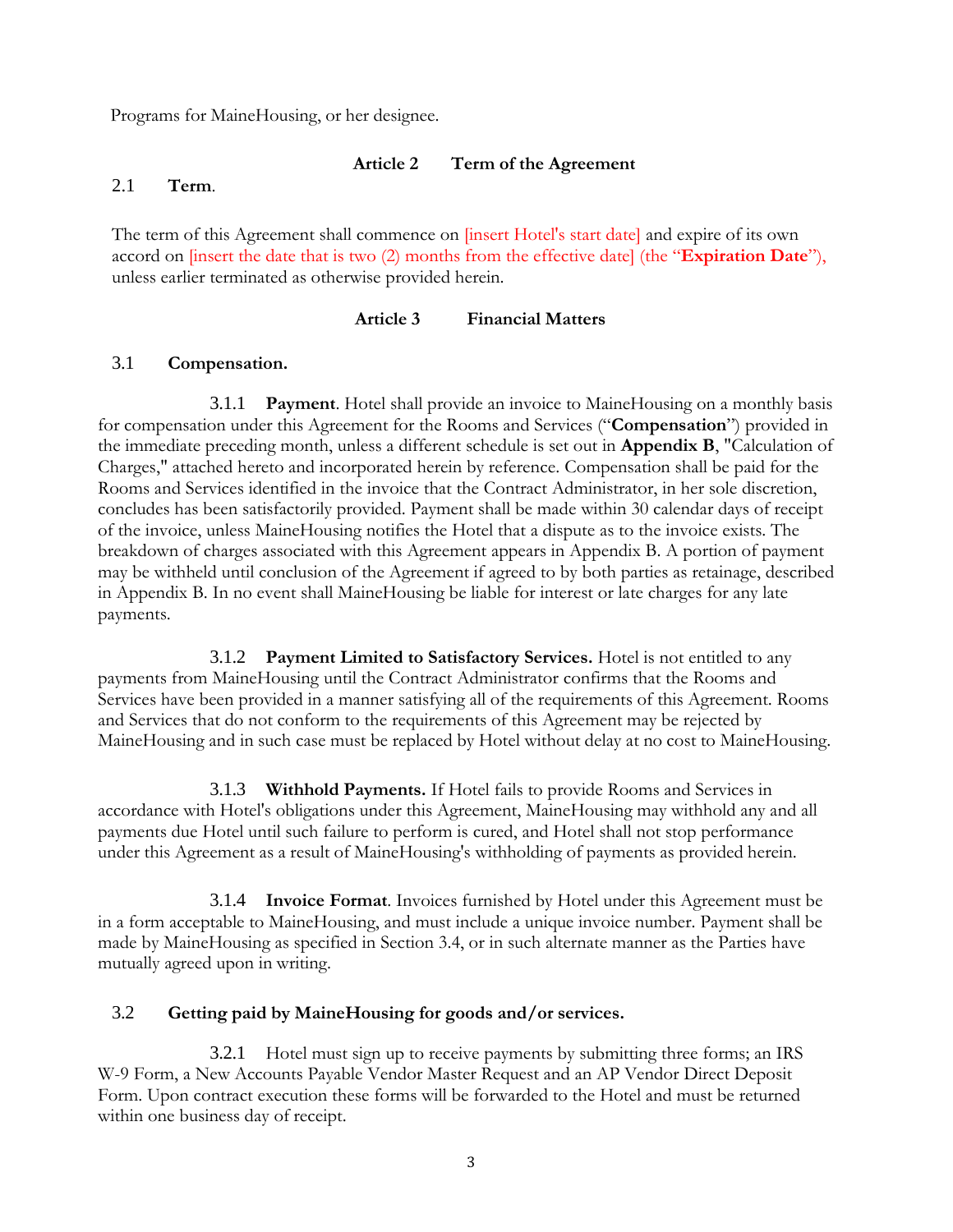Programs for MaineHousing, or her designee.

## Article 2 Term of the Agreement

2.1 **Term**.

The term of this Agreement shall commence on [insert Hotel's start date] and expire of its own accord on [insert the date that is two (2) months from the effective date] (the "**Expiration Date**"), unless earlier terminated as otherwise provided herein.

## Article 3 Financial Matters

3.1 **Compensation.**

3.1.1 **Payment**. Hotel shall provide an invoice to MaineHousing on a monthly basis for compensation under this Agreement for the Rooms and Services ("**Compensation**") provided in the immediate preceding month, unless a different schedule is set out in **Appendix B**, "Calculation of Charges," attached hereto and incorporated herein by reference. Compensation shall be paid for the Rooms and Services identified in the invoice that the Contract Administrator, in her sole discretion, concludes has been satisfactorily provided. Payment shall be made within 30 calendar days of receipt of the invoice, unless MaineHousing notifies the Hotel that a dispute as to the invoice exists. The breakdown of charges associated with this Agreement appears in Appendix B. A portion of payment may be withheld until conclusion of the Agreement if agreed to by both parties as retainage, described in Appendix B. In no event shall MaineHousing be liable for interest or late charges for any late payments.

3.1.2 **Payment Limited to Satisfactory Services.** Hotel is not entitled to any payments from MaineHousing until the Contract Administrator confirms that the Rooms and Services have been provided in a manner satisfying all of the requirements of this Agreement. Rooms and Services that do not conform to the requirements of this Agreement may be rejected by MaineHousing and in such case must be replaced by Hotel without delay at no cost to MaineHousing.

3.1.3 **Withhold Payments.** If Hotel fails to provide Rooms and Services in accordance with Hotel's obligations under this Agreement, MaineHousing may withhold any and all payments due Hotel until such failure to perform is cured, and Hotel shall not stop performance under this Agreement as a result of MaineHousing's withholding of payments as provided herein.

3.1.4 **Invoice Format**. Invoices furnished by Hotel under this Agreement must be in a form acceptable to MaineHousing, and must include a unique invoice number. Payment shall be made by MaineHousing as specified in Section 3.4, or in such alternate manner as the Parties have mutually agreed upon in writing.

3.2 **Getting paid by MaineHousing for goods and/or services.**

3.2.1 Hotel must sign up to receive payments by submitting three forms; an IRS W-9 Form, a New Accounts Payable Vendor Master Request and an AP Vendor Direct Deposit Form. Upon contract execution these forms will be forwarded to the Hotel and must be returned within one business day of receipt.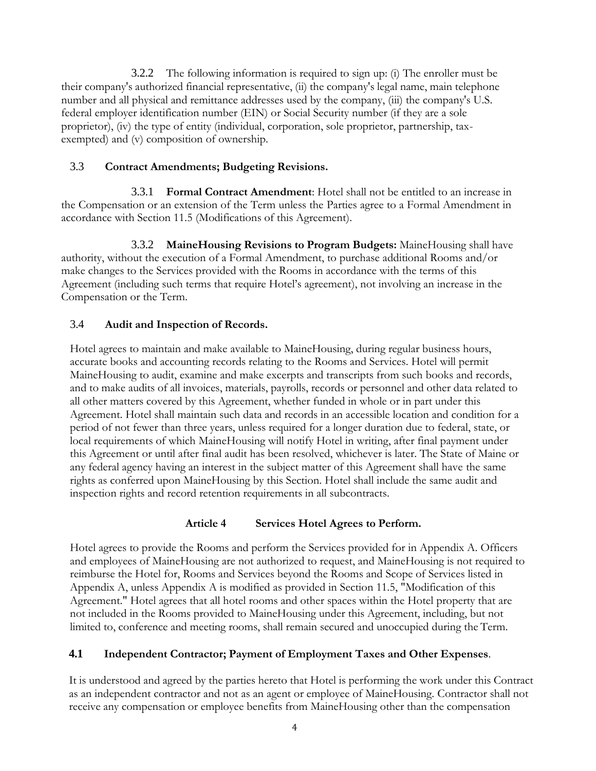3.2.2 The following information is required to sign up: (i) The enroller must be their company's authorized financial representative, (ii) the company's legal name, main telephone number and all physical and remittance addresses used by the company, (iii) the company's U.S. federal employer identification number (EIN) or Social Security number (if they are a sole proprietor), (iv) the type of entity (individual, corporation, sole proprietor, partnership, tax-exempted) and (v) composition of ownership.

### 3.3 Contract Amendments; Budgeting Revisions.

3.3.1 **Formal Contract Amendment**: Hotel shall not be entitled to an increase in the Compensation or an extension of the Term unless the Parties agree to a Formal Amendment in accordance with Section 11.5 (Modifications of this Agreement).

3.3.2 **MaineHousing Revisions to Program Budgets:** MaineHousing shall have authority, without the execution of a Formal Amendment, to purchase additional Rooms and/or make changes to the Services provided with the Rooms in accordance with the terms of this Agreement (including such terms that require Hotel's agreement), not involving an increase in the Compensation or the Term.

### 3.4 Audit and Inspection of Records.

Hotel agrees to maintain and make available to MaineHousing, during regular business hours, accurate books and accounting records relating to the Rooms and Services. Hotel will permit MaineHousing to audit, examine and make excerpts and transcripts from such books and records, and to make audits of all invoices, materials, payrolls, records or personnel and other data related to all other matters covered by this Agreement, whether funded in whole or in part under this Agreement. Hotel shall maintain such data and records in an accessible location and condition for a period of not fewer than three years, unless required for a longer duration due to federal, state, or local requirements of which MaineHousing will notify Hotel in writing, after final payment under this Agreement or until after final audit has been resolved, whichever is later. The State of Maine or any federal agency having an interest in the subject matter of this Agreement shall have the same rights as conferred upon MaineHousing by this Section. Hotel shall include the same audit and inspection rights and record retention requirements in all subcontracts.

## Article 4 Services Hotel Agrees to Perform.

Hotel agrees to provide the Rooms and perform the Services provided for in Appendix A. Officers and employees of MaineHousing are not authorized to request, and MaineHousing is not required to reimburse the Hotel for, Rooms and Services beyond the Rooms and Scope of Services listed in Appendix A, unless Appendix A is modified as provided in Section 11.5, "Modification of this Agreement." Hotel agrees that all hotel rooms and other spaces within the Hotel property that are not included in the Rooms provided to MaineHousing under this Agreement, including, but not limited to, conference and meeting rooms, shall remain secured and unoccupied during the Term.

### 4.1 Independent Contractor; Payment of Employment Taxes and Other Expenses.

It is understood and agreed by the parties hereto that Hotel is performing the work under this Contract as an independent contractor and not as an agent or employee of MaineHousing. Contractor shall not receive any compensation or employee benefits from MaineHousing other than the compensation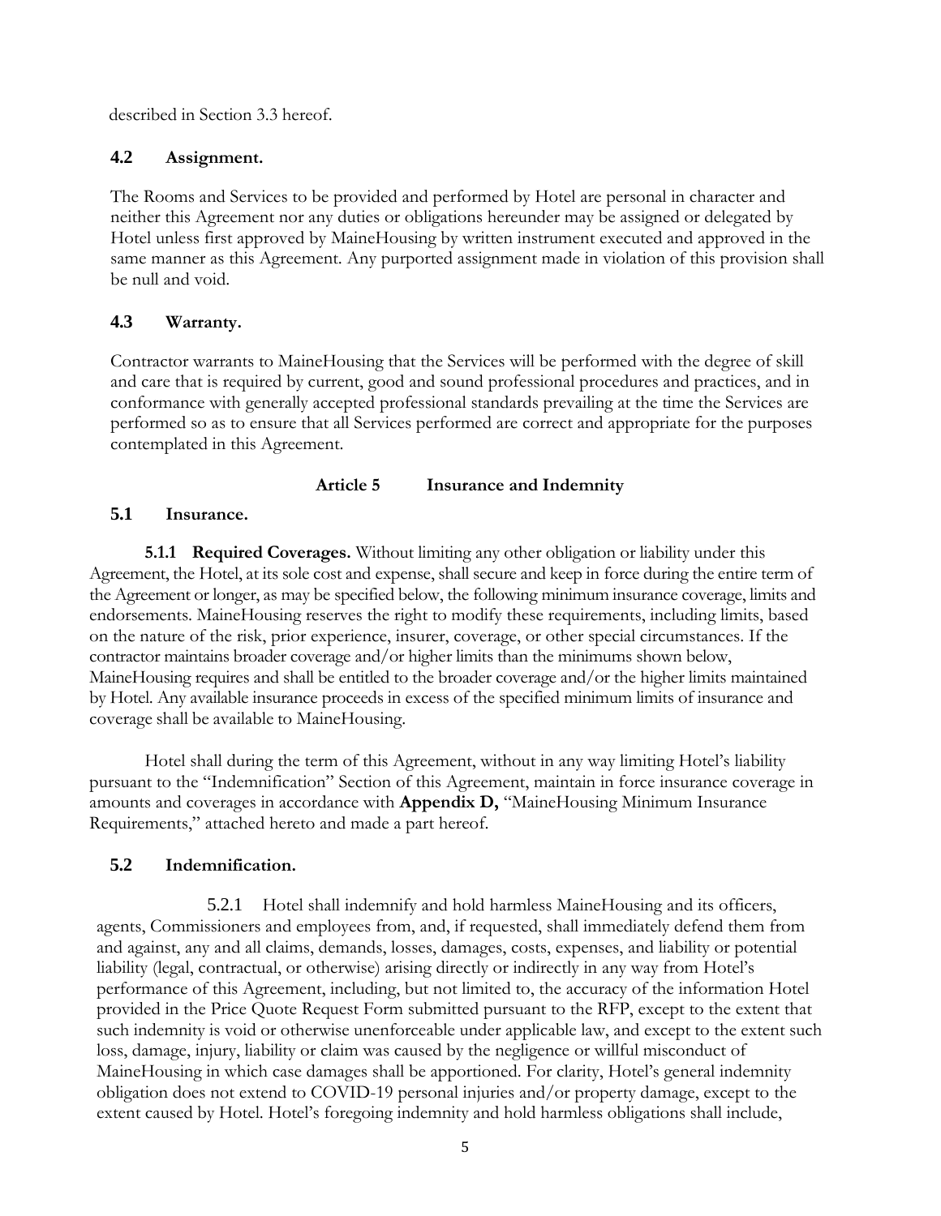described in Section 3.3 hereof.

### 4.2 Assignment.

The Rooms and Services to be provided and performed by Hotel are personal in character and neither this Agreement nor any duties or obligations hereunder may be assigned or delegated by Hotel unless first approved by MaineHousing by written instrument executed and approved in the same manner as this Agreement. Any purported assignment made in violation of this provision shall be null and void.

### 4.3 Warranty.

Contractor warrants to MaineHousing that the Services will be performed with the degree of skill and care that is required by current, good and sound professional procedures and practices, and in conformance with generally accepted professional standards prevailing at the time the Services are performed so as to ensure that all Services performed are correct and appropriate for the purposes contemplated in this Agreement.

## Article 5 Insurance and Indemnity

### 5.1 Insurance.

**5.1.1 Required Coverages.** Without limiting any other obligation or liability under this Agreement, the Hotel, at its sole cost and expense, shall secure and keep in force during the entire term of the Agreement or longer, as may be specified below, the following minimum insurance coverage, limits and endorsements. MaineHousing reserves the right to modify these requirements, including limits, based on the nature of the risk, prior experience, insurer, coverage, or other special circumstances. If the contractor maintains broader coverage and/or higher limits than the minimums shown below, MaineHousing requires and shall be entitled to the broader coverage and/or the higher limits maintained by Hotel. Any available insurance proceeds in excess of the specified minimum limits of insurance and coverage shall be available to MaineHousing.

Hotel shall during the term of this Agreement, without in any way limiting Hotel's liability pursuant to the "Indemnification" Section of this Agreement, maintain in force insurance coverage in amounts and coverages in accordance with **Appendix D,** "MaineHousing Minimum Insurance Requirements," attached hereto and made a part hereof.

### 5.2 Indemnification.

5.2.1 Hotel shall indemnify and hold harmless MaineHousing and its officers, agents, Commissioners and employees from, and, if requested, shall immediately defend them from and against, any and all claims, demands, losses, damages, costs, expenses, and liability or potential liability (legal, contractual, or otherwise) arising directly or indirectly in any way from Hotel's performance of this Agreement, including, but not limited to, the accuracy of the information Hotel provided in the Price Quote Request Form submitted pursuant to the RFP, except to the extent that such indemnity is void or otherwise unenforceable under applicable law, and except to the extent such loss, damage, injury, liability or claim was caused by the negligence or willful misconduct of MaineHousing in which case damages shall be apportioned. For clarity, Hotel's general indemnity obligation does not extend to COVID-19 personal injuries and/or property damage, except to the extent caused by Hotel. Hotel's foregoing indemnity and hold harmless obligations shall include,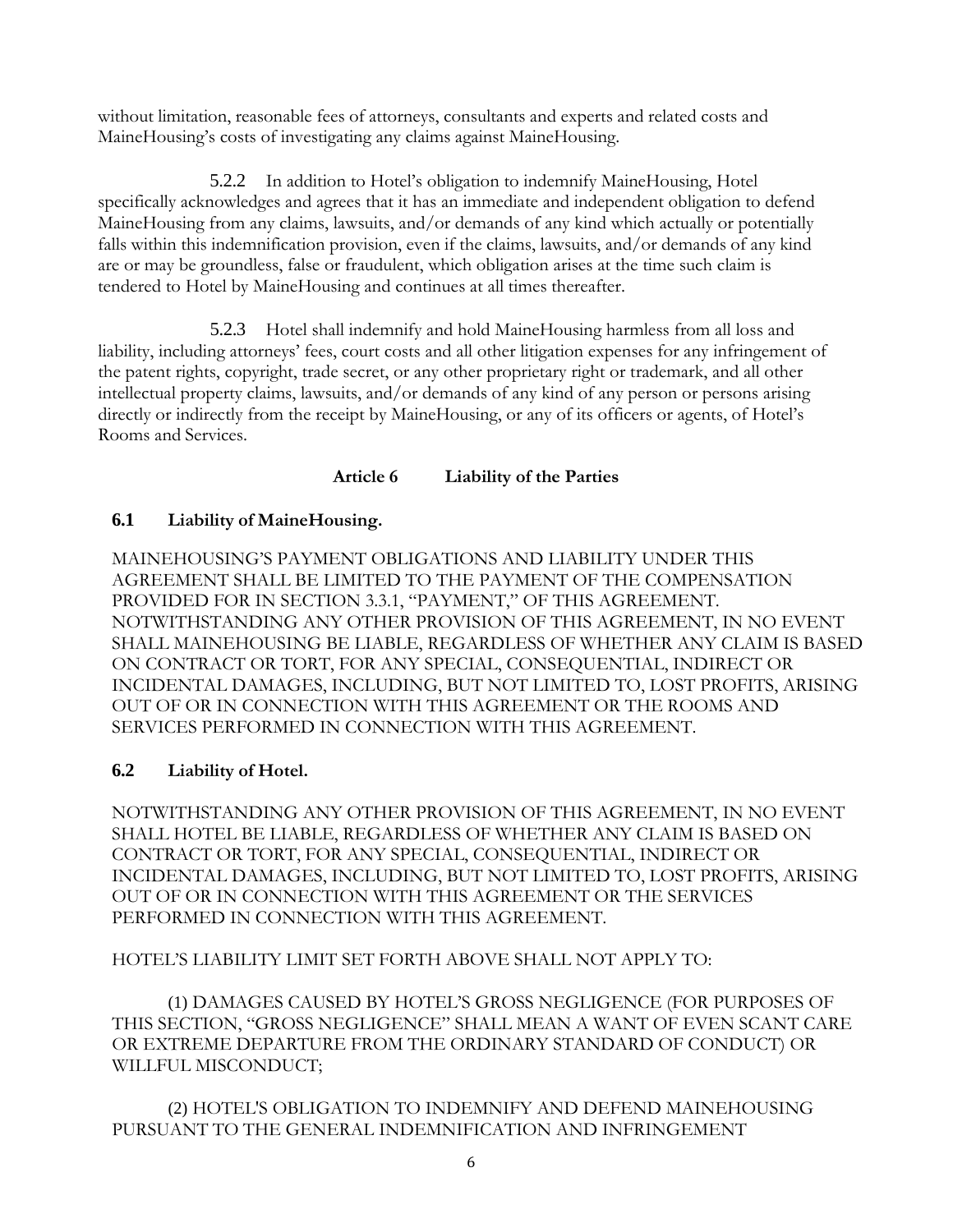without limitation, reasonable fees of attorneys, consultants and experts and related costs and MaineHousing's costs of investigating any claims against MaineHousing.

5.2.2 In addition to Hotel's obligation to indemnify MaineHousing, Hotel specifically acknowledges and agrees that it has an immediate and independent obligation to defend MaineHousing from any claims, lawsuits, and/or demands of any kind which actually or potentially falls within this indemnification provision, even if the claims, lawsuits, and/or demands of any kind are or may be groundless, false or fraudulent, which obligation arises at the time such claim is tendered to Hotel by MaineHousing and continues at all times thereafter.

5.2.3 Hotel shall indemnify and hold MaineHousing harmless from all loss and liability, including attorneys' fees, court costs and all other litigation expenses for any infringement of the patent rights, copyright, trade secret, or any other proprietary right or trademark, and all other intellectual property claims, lawsuits, and/or demands of any kind of any person or persons arising directly or indirectly from the receipt by MaineHousing, or any of its officers or agents, of Hotel's Rooms and Services.

## Article 6 Liability of the Parties

### 6.1 Liability of MaineHousing.

MAINEHOUSING'S PAYMENT OBLIGATIONS AND LIABILITY UNDER THIS AGREEMENT SHALL BE LIMITED TO THE PAYMENT OF THE COMPENSATION PROVIDED FOR IN SECTION 3.3.1, "PAYMENT," OF THIS AGREEMENT. NOTWITHSTANDING ANY OTHER PROVISION OF THIS AGREEMENT, IN NO EVENT SHALL MAINEHOUSING BE LIABLE, REGARDLESS OF WHETHER ANY CLAIM IS BASED ON CONTRACT OR TORT, FOR ANY SPECIAL, CONSEQUENTIAL, INDIRECT OR INCIDENTAL DAMAGES, INCLUDING, BUT NOT LIMITED TO, LOST PROFITS, ARISING OUT OF OR IN CONNECTION WITH THIS AGREEMENT OR THE ROOMS AND SERVICES PERFORMED IN CONNECTION WITH THIS AGREEMENT.

### 6.2 Liability of Hotel.

NOTWITHSTANDING ANY OTHER PROVISION OF THIS AGREEMENT, IN NO EVENT SHALL HOTEL BE LIABLE, REGARDLESS OF WHETHER ANY CLAIM IS BASED ON CONTRACT OR TORT, FOR ANY SPECIAL, CONSEQUENTIAL, INDIRECT OR INCIDENTAL DAMAGES, INCLUDING, BUT NOT LIMITED TO, LOST PROFITS, ARISING OUT OF OR IN CONNECTION WITH THIS AGREEMENT OR THE SERVICES PERFORMED IN CONNECTION WITH THIS AGREEMENT.

HOTEL'S LIABILITY LIMIT SET FORTH ABOVE SHALL NOT APPLY TO:

(1) DAMAGES CAUSED BY HOTEL'S GROSS NEGLIGENCE (FOR PURPOSES OF THIS SECTION, "GROSS NEGLIGENCE" SHALL MEAN A WANT OF EVEN SCANT CARE OR EXTREME DEPARTURE FROM THE ORDINARY STANDARD OF CONDUCT) OR WILLFUL MISCONDUCT;

(2) HOTEL'S OBLIGATION TO INDEMNIFY AND DEFEND MAINEHOUSING PURSUANT TO THE GENERAL INDEMNIFICATION AND INFRINGEMENT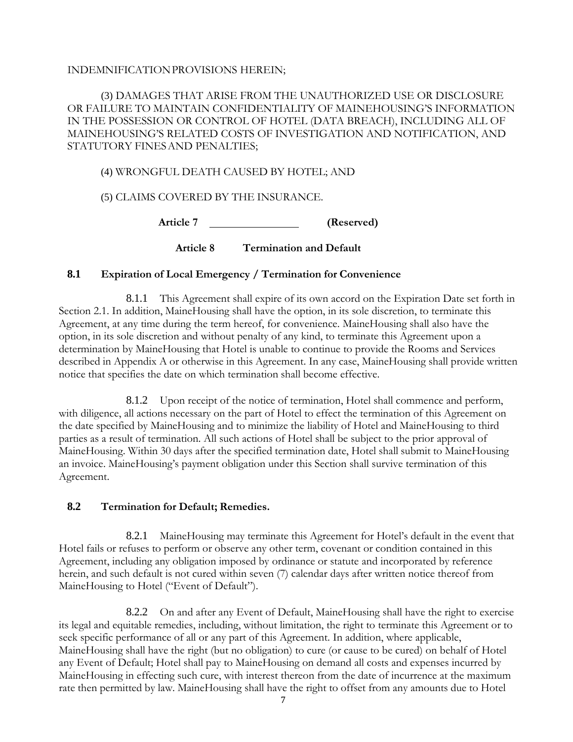INDEMNIFICATION PROVISIONS HEREIN;

(3) DAMAGES THAT ARISE FROM THE UNAUTHORIZED USE OR DISCLOSURE OR FAILURE TO MAINTAIN CONFIDENTIALITY OF MAINEHOUSING'S INFORMATION IN THE POSSESSION OR CONTROL OF HOTEL (DATA BREACH), INCLUDING ALL OF MAINEHOUSING'S RELATED COSTS OF INVESTIGATION AND NOTIFICATION, AND STATUTORY FINES AND PENALTIES;

(4) WRONGFUL DEATH CAUSED BY HOTEL; AND

(5) CLAIMS COVERED BY THE INSURANCE.

**Article 7 \_\_\_\_\_\_\_\_\_\_\_\_\_\_\_\_ (Reserved)**

## Article 8 Termination and Default

### 8.1 Expiration of Local Emergency / Termination for Convenience

8.1.1 This Agreement shall expire of its own accord on the Expiration Date set forth in Section 2.1. In addition, MaineHousing shall have the option, in its sole discretion, to terminate this Agreement, at any time during the term hereof, for convenience. MaineHousing shall also have the option, in its sole discretion and without penalty of any kind, to terminate this Agreement upon a determination by MaineHousing that Hotel is unable to continue to provide the Rooms and Services described in Appendix A or otherwise in this Agreement. In any case, MaineHousing shall provide written notice that specifies the date on which termination shall become effective.

8.1.2 Upon receipt of the notice of termination, Hotel shall commence and perform, with diligence, all actions necessary on the part of Hotel to effect the termination of this Agreement on the date specified by MaineHousing and to minimize the liability of Hotel and MaineHousing to third parties as a result of termination. All such actions of Hotel shall be subject to the prior approval of MaineHousing. Within 30 days after the specified termination date, Hotel shall submit to MaineHousing an invoice. MaineHousing's payment obligation under this Section shall survive termination of this Agreement.

### 8.2 Termination for Default; Remedies.

8.2.1 MaineHousing may terminate this Agreement for Hotel's default in the event that Hotel fails or refuses to perform or observe any other term, covenant or condition contained in this Agreement, including any obligation imposed by ordinance or statute and incorporated by reference herein, and such default is not cured within seven (7) calendar days after written notice thereof from MaineHousing to Hotel ("Event of Default").

8.2.2 On and after any Event of Default, MaineHousing shall have the right to exercise its legal and equitable remedies, including, without limitation, the right to terminate this Agreement or to seek specific performance of all or any part of this Agreement. In addition, where applicable, MaineHousing shall have the right (but no obligation) to cure (or cause to be cured) on behalf of Hotel any Event of Default; Hotel shall pay to MaineHousing on demand all costs and expenses incurred by MaineHousing in effecting such cure, with interest thereon from the date of incurrence at the maximum rate then permitted by law. MaineHousing shall have the right to offset from any amounts due to Hotel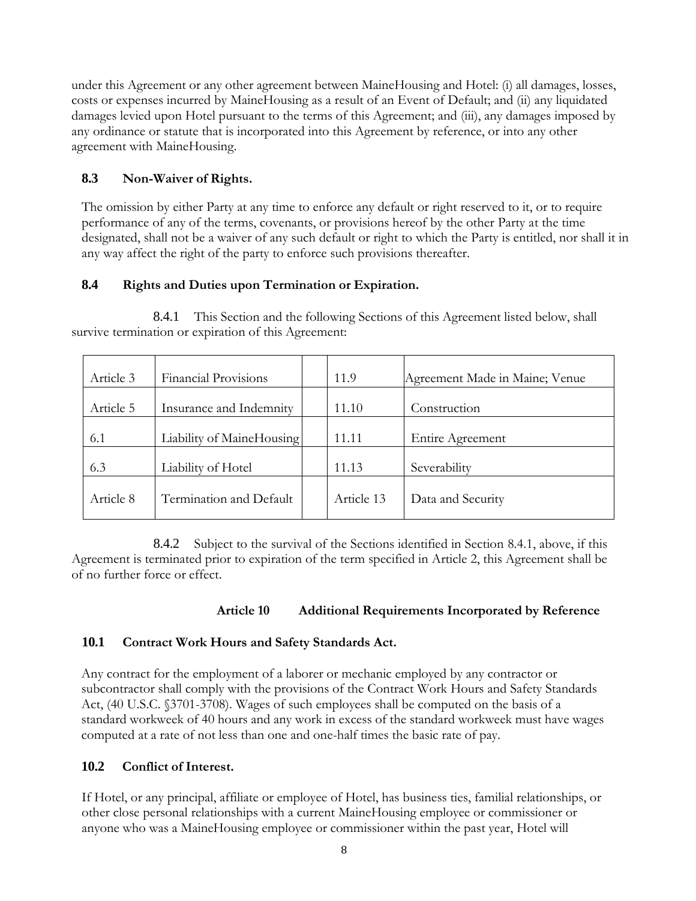under this Agreement or any other agreement between MaineHousing and Hotel: (i) all damages, losses, costs or expenses incurred by MaineHousing as a result of an Event of Default; and (ii) any liquidated damages levied upon Hotel pursuant to the terms of this Agreement; and (iii), any damages imposed by any ordinance or statute that is incorporated into this Agreement by reference, or into any other agreement with MaineHousing.

### 8.3 Non-Waiver of Rights.

The omission by either Party at any time to enforce any default or right reserved to it, or to require performance of any of the terms, covenants, or provisions hereof by the other Party at the time designated, shall not be a waiver of any such default or right to which the Party is entitled, nor shall it in any way affect the right of the party to enforce such provisions thereafter.

### 8.4 Rights and Duties upon Termination or Expiration.

8.4.1 This Section and the following Sections of this Agreement listed below, shall survive termination or expiration of this Agreement:

| | | | | |
|---|---|---|---|---|
| Article 3 | Financial Provisions | | 11.9 | Agreement Made in Maine; Venue |
| Article 5 | Insurance and Indemnity | | 11.10 | Construction |
| 6.1 | Liability of MaineHousing | | 11.11 | Entire Agreement |
| 6.3 | Liability of Hotel | | 11.13 | Severability |
| Article 8 | Termination and Default | | Article 13 | Data and Security |

8.4.2 Subject to the survival of the Sections identified in Section 8.4.1, above, if this Agreement is terminated prior to expiration of the term specified in Article 2, this Agreement shall be of no further force or effect.

## Article 10 Additional Requirements Incorporated by Reference

### 10.1 Contract Work Hours and Safety Standards Act.

Any contract for the employment of a laborer or mechanic employed by any contractor or subcontractor shall comply with the provisions of the Contract Work Hours and Safety Standards Act, (40 U.S.C. §3701-3708). Wages of such employees shall be computed on the basis of a standard workweek of 40 hours and any work in excess of the standard workweek must have wages computed at a rate of not less than one and one-half times the basic rate of pay.

### 10.2 Conflict of Interest.

If Hotel, or any principal, affiliate or employee of Hotel, has business ties, familial relationships, or other close personal relationships with a current MaineHousing employee or commissioner or anyone who was a MaineHousing employee or commissioner within the past year, Hotel will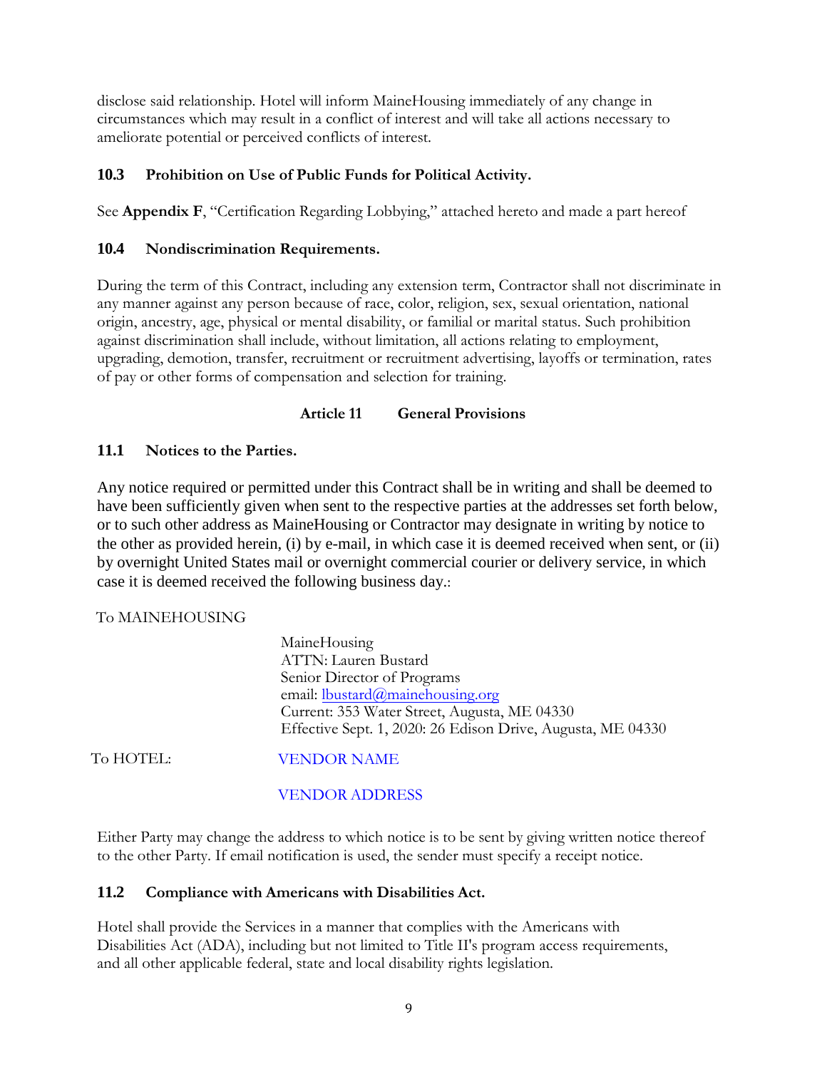disclose said relationship. Hotel will inform MaineHousing immediately of any change in circumstances which may result in a conflict of interest and will take all actions necessary to ameliorate potential or perceived conflicts of interest.

### 10.3 Prohibition on Use of Public Funds for Political Activity.

See **Appendix F**, "Certification Regarding Lobbying," attached hereto and made a part hereof

### 10.4 Nondiscrimination Requirements.

During the term of this Contract, including any extension term, Contractor shall not discriminate in any manner against any person because of race, color, religion, sex, sexual orientation, national origin, ancestry, age, physical or mental disability, or familial or marital status. Such prohibition against discrimination shall include, without limitation, all actions relating to employment, upgrading, demotion, transfer, recruitment or recruitment advertising, layoffs or termination, rates of pay or other forms of compensation and selection for training.

## Article 11 General Provisions

### 11.1 Notices to the Parties.

Any notice required or permitted under this Contract shall be in writing and shall be deemed to have been sufficiently given when sent to the respective parties at the addresses set forth below, or to such other address as MaineHousing or Contractor may designate in writing by notice to the other as provided herein, (i) by e-mail, in which case it is deemed received when sent, or (ii) by overnight United States mail or overnight commercial courier or delivery service, in which case it is deemed received the following business day.:

To MAINEHOUSING

MaineHousing
ATTN: Lauren Bustard
Senior Director of Programs
email: lbustard@mainehousing.org
Current: 353 Water Street, Augusta, ME 04330
Effective Sept. 1, 2020: 26 Edison Drive, Augusta, ME 04330

To HOTEL: VENDOR NAME

VENDOR ADDRESS

Either Party may change the address to which notice is to be sent by giving written notice thereof to the other Party. If email notification is used, the sender must specify a receipt notice.

### 11.2 Compliance with Americans with Disabilities Act.

Hotel shall provide the Services in a manner that complies with the Americans with Disabilities Act (ADA), including but not limited to Title II's program access requirements, and all other applicable federal, state and local disability rights legislation.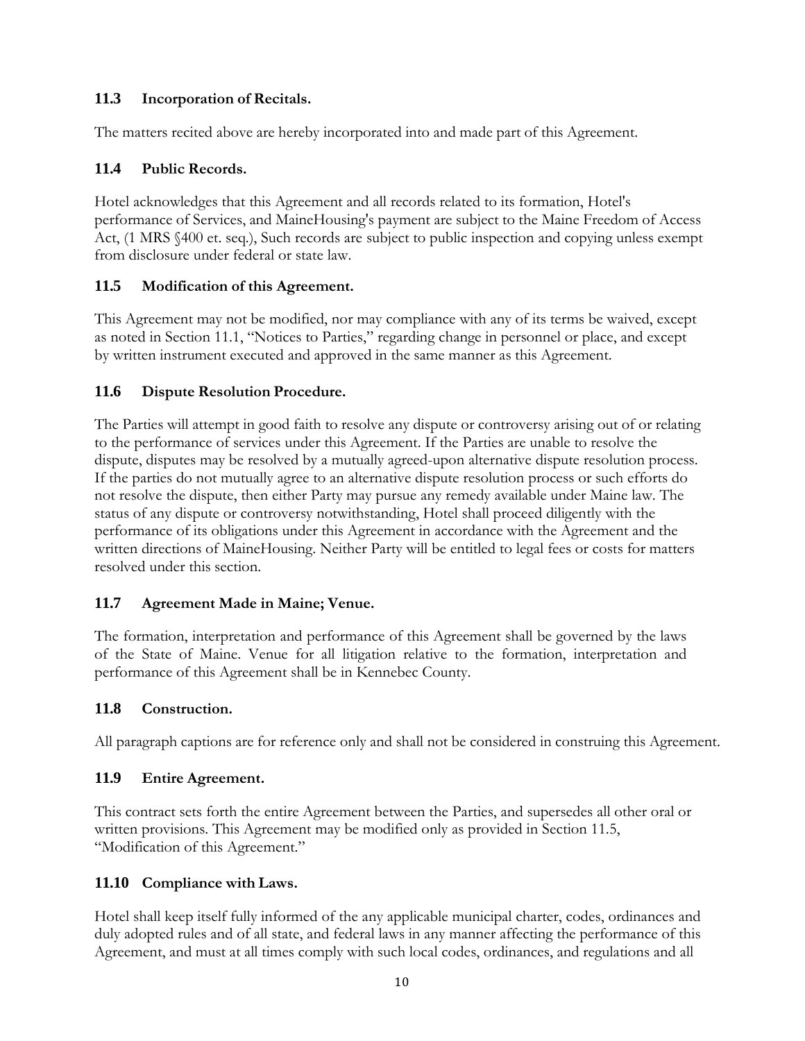### 11.3 Incorporation of Recitals.

The matters recited above are hereby incorporated into and made part of this Agreement.

### 11.4 Public Records.

Hotel acknowledges that this Agreement and all records related to its formation, Hotel's performance of Services, and MaineHousing's payment are subject to the Maine Freedom of Access Act, (1 MRS §400 et. seq.), Such records are subject to public inspection and copying unless exempt from disclosure under federal or state law.

### 11.5 Modification of this Agreement.

This Agreement may not be modified, nor may compliance with any of its terms be waived, except as noted in Section 11.1, "Notices to Parties," regarding change in personnel or place, and except by written instrument executed and approved in the same manner as this Agreement.

### 11.6 Dispute Resolution Procedure.

The Parties will attempt in good faith to resolve any dispute or controversy arising out of or relating to the performance of services under this Agreement. If the Parties are unable to resolve the dispute, disputes may be resolved by a mutually agreed-upon alternative dispute resolution process. If the parties do not mutually agree to an alternative dispute resolution process or such efforts do not resolve the dispute, then either Party may pursue any remedy available under Maine law. The status of any dispute or controversy notwithstanding, Hotel shall proceed diligently with the performance of its obligations under this Agreement in accordance with the Agreement and the written directions of MaineHousing. Neither Party will be entitled to legal fees or costs for matters resolved under this section.

### 11.7 Agreement Made in Maine; Venue.

The formation, interpretation and performance of this Agreement shall be governed by the laws of the State of Maine. Venue for all litigation relative to the formation, interpretation and performance of this Agreement shall be in Kennebec County.

### 11.8 Construction.

All paragraph captions are for reference only and shall not be considered in construing this Agreement.

### 11.9 Entire Agreement.

This contract sets forth the entire Agreement between the Parties, and supersedes all other oral or written provisions. This Agreement may be modified only as provided in Section 11.5, "Modification of this Agreement."

### 11.10 Compliance with Laws.

Hotel shall keep itself fully informed of the any applicable municipal charter, codes, ordinances and duly adopted rules and of all state, and federal laws in any manner affecting the performance of this Agreement, and must at all times comply with such local codes, ordinances, and regulations and all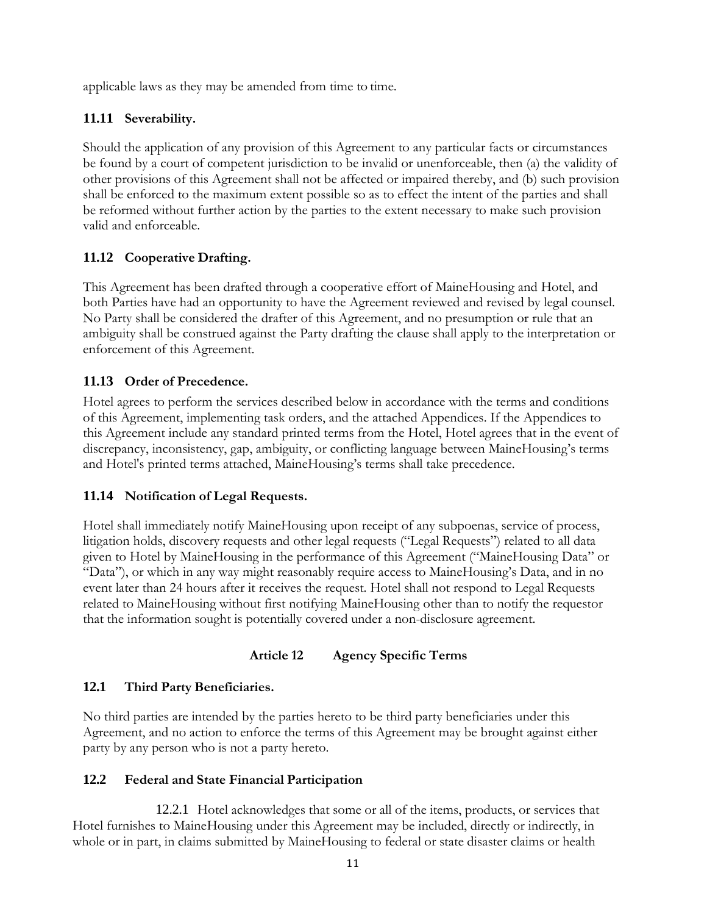applicable laws as they may be amended from time to time.

### 11.11 Severability.

Should the application of any provision of this Agreement to any particular facts or circumstances be found by a court of competent jurisdiction to be invalid or unenforceable, then (a) the validity of other provisions of this Agreement shall not be affected or impaired thereby, and (b) such provision shall be enforced to the maximum extent possible so as to effect the intent of the parties and shall be reformed without further action by the parties to the extent necessary to make such provision valid and enforceable.

### 11.12 Cooperative Drafting.

This Agreement has been drafted through a cooperative effort of MaineHousing and Hotel, and both Parties have had an opportunity to have the Agreement reviewed and revised by legal counsel. No Party shall be considered the drafter of this Agreement, and no presumption or rule that an ambiguity shall be construed against the Party drafting the clause shall apply to the interpretation or enforcement of this Agreement.

### 11.13 Order of Precedence.

Hotel agrees to perform the services described below in accordance with the terms and conditions of this Agreement, implementing task orders, and the attached Appendices. If the Appendices to this Agreement include any standard printed terms from the Hotel, Hotel agrees that in the event of discrepancy, inconsistency, gap, ambiguity, or conflicting language between MaineHousing's terms and Hotel's printed terms attached, MaineHousing's terms shall take precedence.

### 11.14 Notification of Legal Requests.

Hotel shall immediately notify MaineHousing upon receipt of any subpoenas, service of process, litigation holds, discovery requests and other legal requests ("Legal Requests") related to all data given to Hotel by MaineHousing in the performance of this Agreement ("MaineHousing Data" or "Data"), or which in any way might reasonably require access to MaineHousing's Data, and in no event later than 24 hours after it receives the request. Hotel shall not respond to Legal Requests related to MaineHousing without first notifying MaineHousing other than to notify the requestor that the information sought is potentially covered under a non-disclosure agreement.

## Article 12 Agency Specific Terms

### 12.1 Third Party Beneficiaries.

No third parties are intended by the parties hereto to be third party beneficiaries under this Agreement, and no action to enforce the terms of this Agreement may be brought against either party by any person who is not a party hereto.

### 12.2 Federal and State Financial Participation

12.2.1 Hotel acknowledges that some or all of the items, products, or services that Hotel furnishes to MaineHousing under this Agreement may be included, directly or indirectly, in whole or in part, in claims submitted by MaineHousing to federal or state disaster claims or health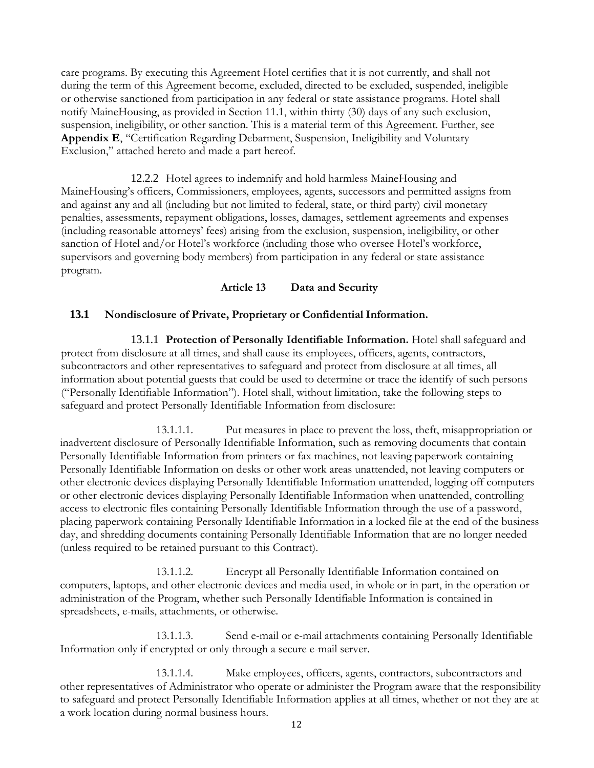care programs. By executing this Agreement Hotel certifies that it is not currently, and shall not during the term of this Agreement become, excluded, directed to be excluded, suspended, ineligible or otherwise sanctioned from participation in any federal or state assistance programs. Hotel shall notify MaineHousing, as provided in Section 11.1, within thirty (30) days of any such exclusion, suspension, ineligibility, or other sanction. This is a material term of this Agreement. Further, see **Appendix E**, "Certification Regarding Debarment, Suspension, Ineligibility and Voluntary Exclusion," attached hereto and made a part hereof.

12.2.2 Hotel agrees to indemnify and hold harmless MaineHousing and MaineHousing's officers, Commissioners, employees, agents, successors and permitted assigns from and against any and all (including but not limited to federal, state, or third party) civil monetary penalties, assessments, repayment obligations, losses, damages, settlement agreements and expenses (including reasonable attorneys' fees) arising from the exclusion, suspension, ineligibility, or other sanction of Hotel and/or Hotel's workforce (including those who oversee Hotel's workforce, supervisors and governing body members) from participation in any federal or state assistance program.

## Article 13 Data and Security

### 13.1 Nondisclosure of Private, Proprietary or Confidential Information.

13.1.1 **Protection of Personally Identifiable Information.** Hotel shall safeguard and protect from disclosure at all times, and shall cause its employees, officers, agents, contractors, subcontractors and other representatives to safeguard and protect from disclosure at all times, all information about potential guests that could be used to determine or trace the identify of such persons ("Personally Identifiable Information"). Hotel shall, without limitation, take the following steps to safeguard and protect Personally Identifiable Information from disclosure:

13.1.1.1. Put measures in place to prevent the loss, theft, misappropriation or inadvertent disclosure of Personally Identifiable Information, such as removing documents that contain Personally Identifiable Information from printers or fax machines, not leaving paperwork containing Personally Identifiable Information on desks or other work areas unattended, not leaving computers or other electronic devices displaying Personally Identifiable Information unattended, logging off computers or other electronic devices displaying Personally Identifiable Information when unattended, controlling access to electronic files containing Personally Identifiable Information through the use of a password, placing paperwork containing Personally Identifiable Information in a locked file at the end of the business day, and shredding documents containing Personally Identifiable Information that are no longer needed (unless required to be retained pursuant to this Contract).

13.1.1.2. Encrypt all Personally Identifiable Information contained on computers, laptops, and other electronic devices and media used, in whole or in part, in the operation or administration of the Program, whether such Personally Identifiable Information is contained in spreadsheets, e-mails, attachments, or otherwise.

13.1.1.3. Send e-mail or e-mail attachments containing Personally Identifiable Information only if encrypted or only through a secure e-mail server.

13.1.1.4. Make employees, officers, agents, contractors, subcontractors and other representatives of Administrator who operate or administer the Program aware that the responsibility to safeguard and protect Personally Identifiable Information applies at all times, whether or not they are at a work location during normal business hours.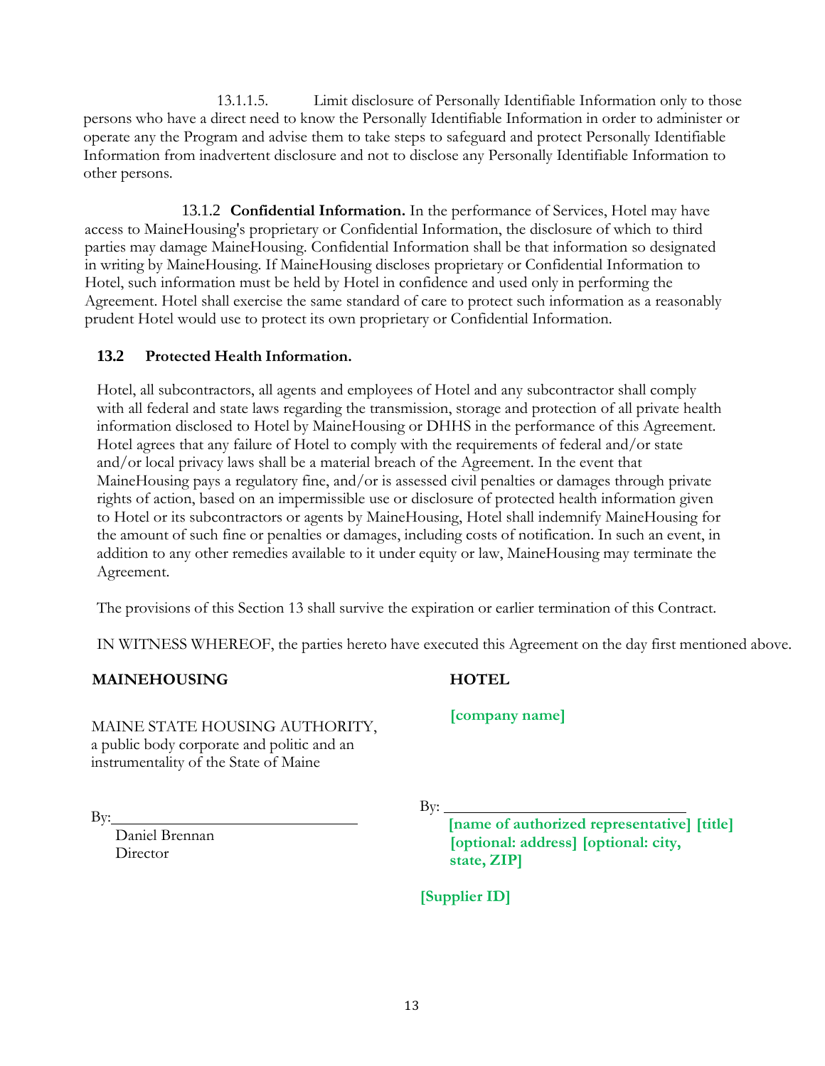13.1.1.5. Limit disclosure of Personally Identifiable Information only to those persons who have a direct need to know the Personally Identifiable Information in order to administer or operate any the Program and advise them to take steps to safeguard and protect Personally Identifiable Information from inadvertent disclosure and not to disclose any Personally Identifiable Information to other persons.

13.1.2 **Confidential Information.** In the performance of Services, Hotel may have access to MaineHousing's proprietary or Confidential Information, the disclosure of which to third parties may damage MaineHousing. Confidential Information shall be that information so designated in writing by MaineHousing. If MaineHousing discloses proprietary or Confidential Information to Hotel, such information must be held by Hotel in confidence and used only in performing the Agreement. Hotel shall exercise the same standard of care to protect such information as a reasonably prudent Hotel would use to protect its own proprietary or Confidential Information.

**13.2 Protected Health Information.**

Hotel, all subcontractors, all agents and employees of Hotel and any subcontractor shall comply with all federal and state laws regarding the transmission, storage and protection of all private health information disclosed to Hotel by MaineHousing or DHHS in the performance of this Agreement. Hotel agrees that any failure of Hotel to comply with the requirements of federal and/or state and/or local privacy laws shall be a material breach of the Agreement. In the event that MaineHousing pays a regulatory fine, and/or is assessed civil penalties or damages through private rights of action, based on an impermissible use or disclosure of protected health information given to Hotel or its subcontractors or agents by MaineHousing, Hotel shall indemnify MaineHousing for the amount of such fine or penalties or damages, including costs of notification. In such an event, in addition to any other remedies available to it under equity or law, MaineHousing may terminate the Agreement.

The provisions of this Section 13 shall survive the expiration or earlier termination of this Contract.

IN WITNESS WHEREOF, the parties hereto have executed this Agreement on the day first mentioned above.

**MAINEHOUSING**

MAINE STATE HOUSING AUTHORITY,
a public body corporate and politic and an instrumentality of the State of Maine

By:\_\_\_\_\_\_\_\_\_\_\_\_\_\_\_\_\_\_\_\_\_\_\_\_\_\_\_\_
Daniel Brennan
Director

**HOTEL**

**[company name]**

By: \_\_\_\_\_\_\_\_\_\_\_\_\_\_\_\_\_\_\_\_\_\_\_\_\_\_\_\_
**[name of authorized representative] [title]**
**[optional: address] [optional: city, state, ZIP]**

**[Supplier ID]**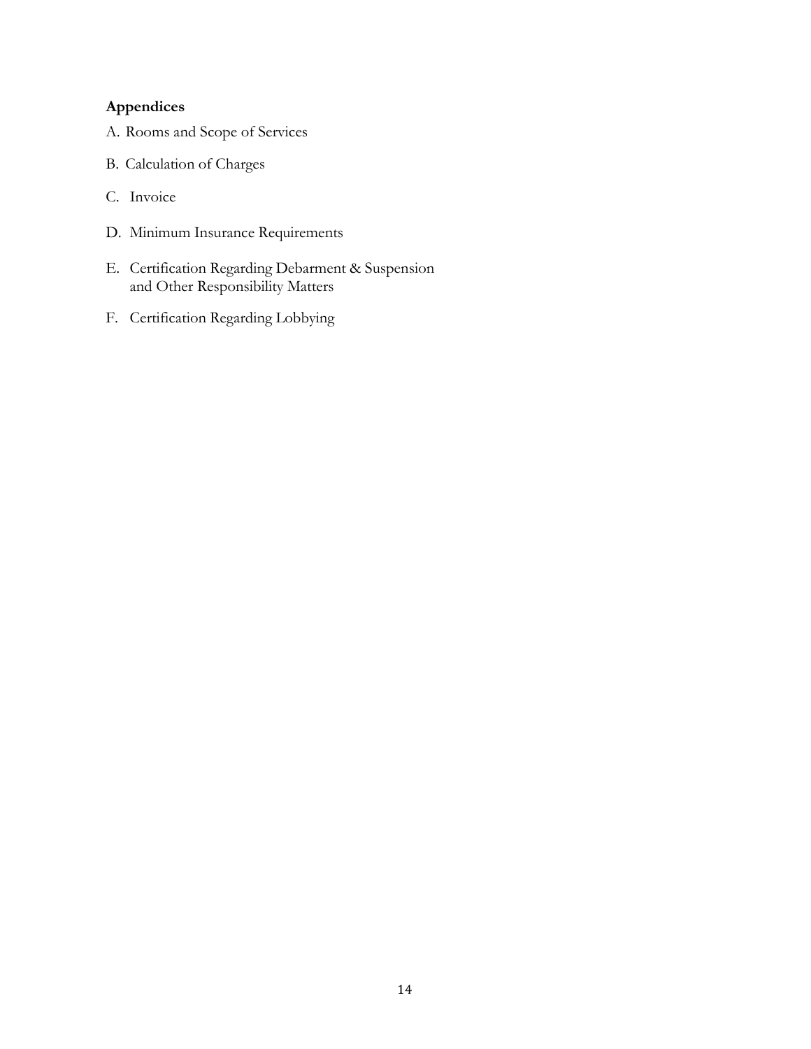**Appendices**

A. Rooms and Scope of Services

B. Calculation of Charges

C. Invoice

D. Minimum Insurance Requirements

E. Certification Regarding Debarment & Suspension and Other Responsibility Matters

F. Certification Regarding Lobbying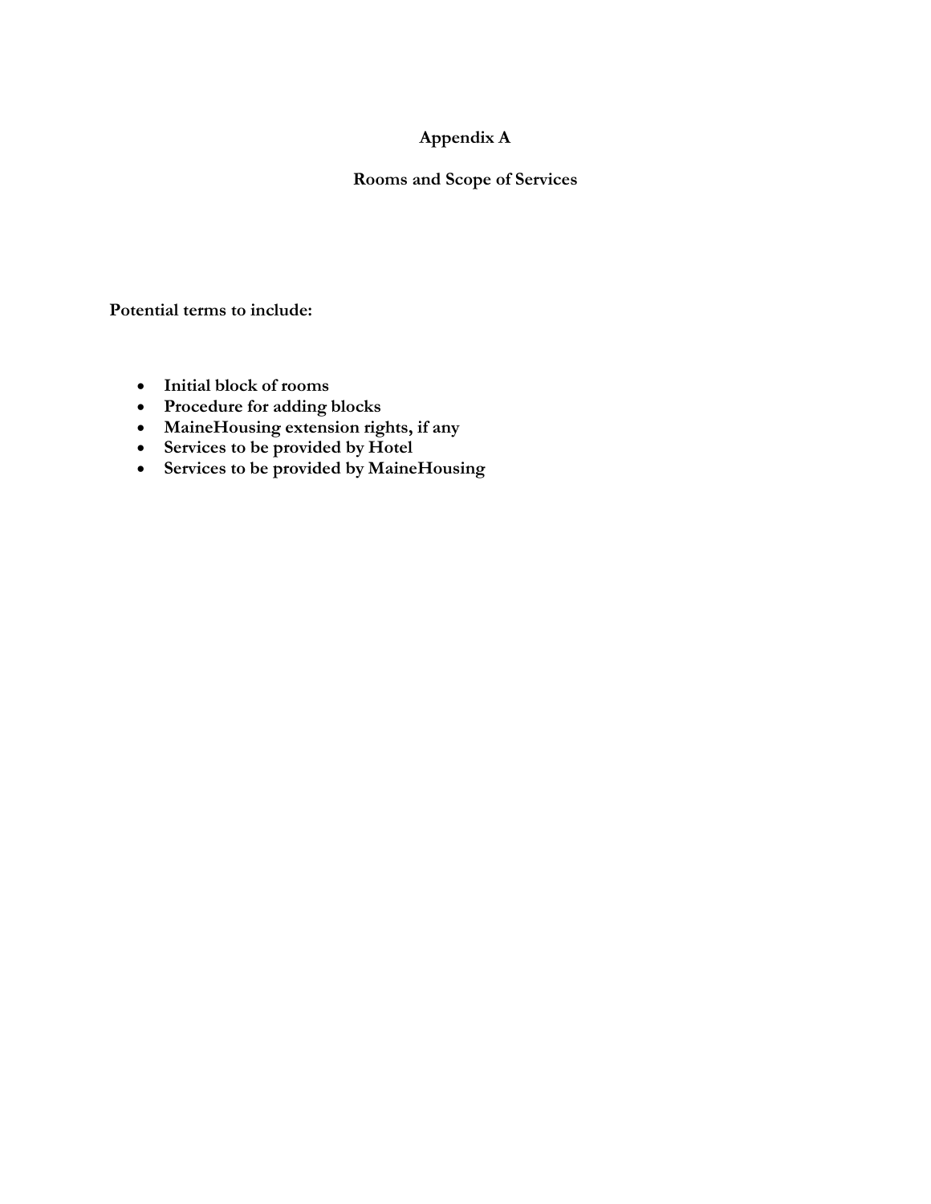# Appendix A

## Rooms and Scope of Services

**Potential terms to include:**

- **Initial block of rooms**
- **Procedure for adding blocks**
- **MaineHousing extension rights, if any**
- **Services to be provided by Hotel**
- **Services to be provided by MaineHousing**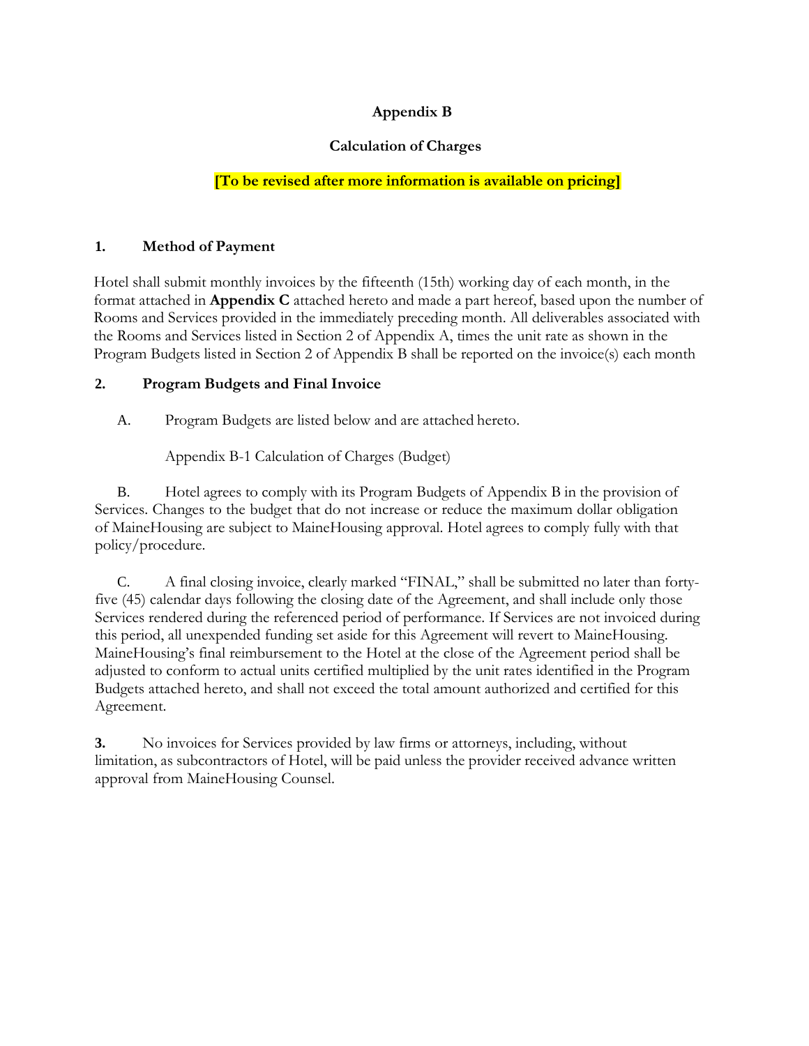# Appendix B

## Calculation of Charges

**[To be revised after more information is available on pricing]**

### 1. Method of Payment

Hotel shall submit monthly invoices by the fifteenth (15th) working day of each month, in the format attached in **Appendix C** attached hereto and made a part hereof, based upon the number of Rooms and Services provided in the immediately preceding month. All deliverables associated with the Rooms and Services listed in Section 2 of Appendix A, times the unit rate as shown in the Program Budgets listed in Section 2 of Appendix B shall be reported on the invoice(s) each month

### 2. Program Budgets and Final Invoice

A. Program Budgets are listed below and are attached hereto.

Appendix B-1 Calculation of Charges (Budget)

B. Hotel agrees to comply with its Program Budgets of Appendix B in the provision of Services. Changes to the budget that do not increase or reduce the maximum dollar obligation of MaineHousing are subject to MaineHousing approval. Hotel agrees to comply fully with that policy/procedure.

C. A final closing invoice, clearly marked "FINAL," shall be submitted no later than forty-five (45) calendar days following the closing date of the Agreement, and shall include only those Services rendered during the referenced period of performance. If Services are not invoiced during this period, all unexpended funding set aside for this Agreement will revert to MaineHousing. MaineHousing's final reimbursement to the Hotel at the close of the Agreement period shall be adjusted to conform to actual units certified multiplied by the unit rates identified in the Program Budgets attached hereto, and shall not exceed the total amount authorized and certified for this Agreement.

**3.** No invoices for Services provided by law firms or attorneys, including, without limitation, as subcontractors of Hotel, will be paid unless the provider received advance written approval from MaineHousing Counsel.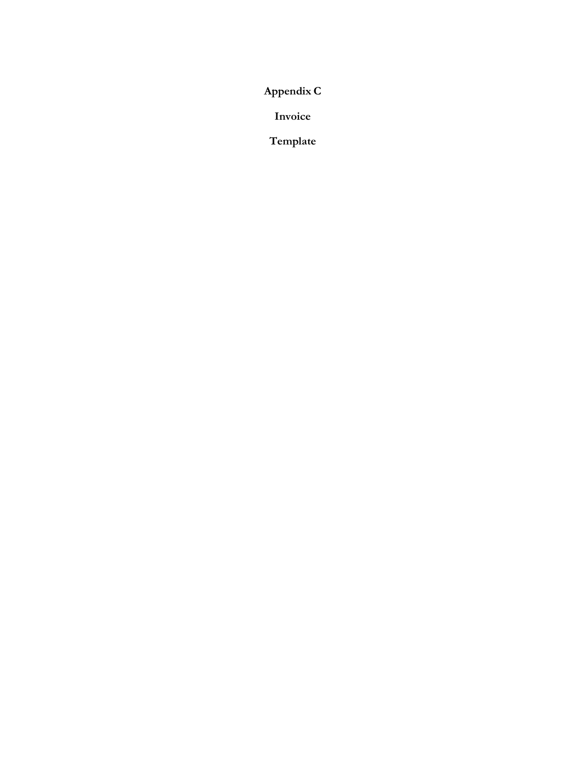# Appendix C

# Invoice

# Template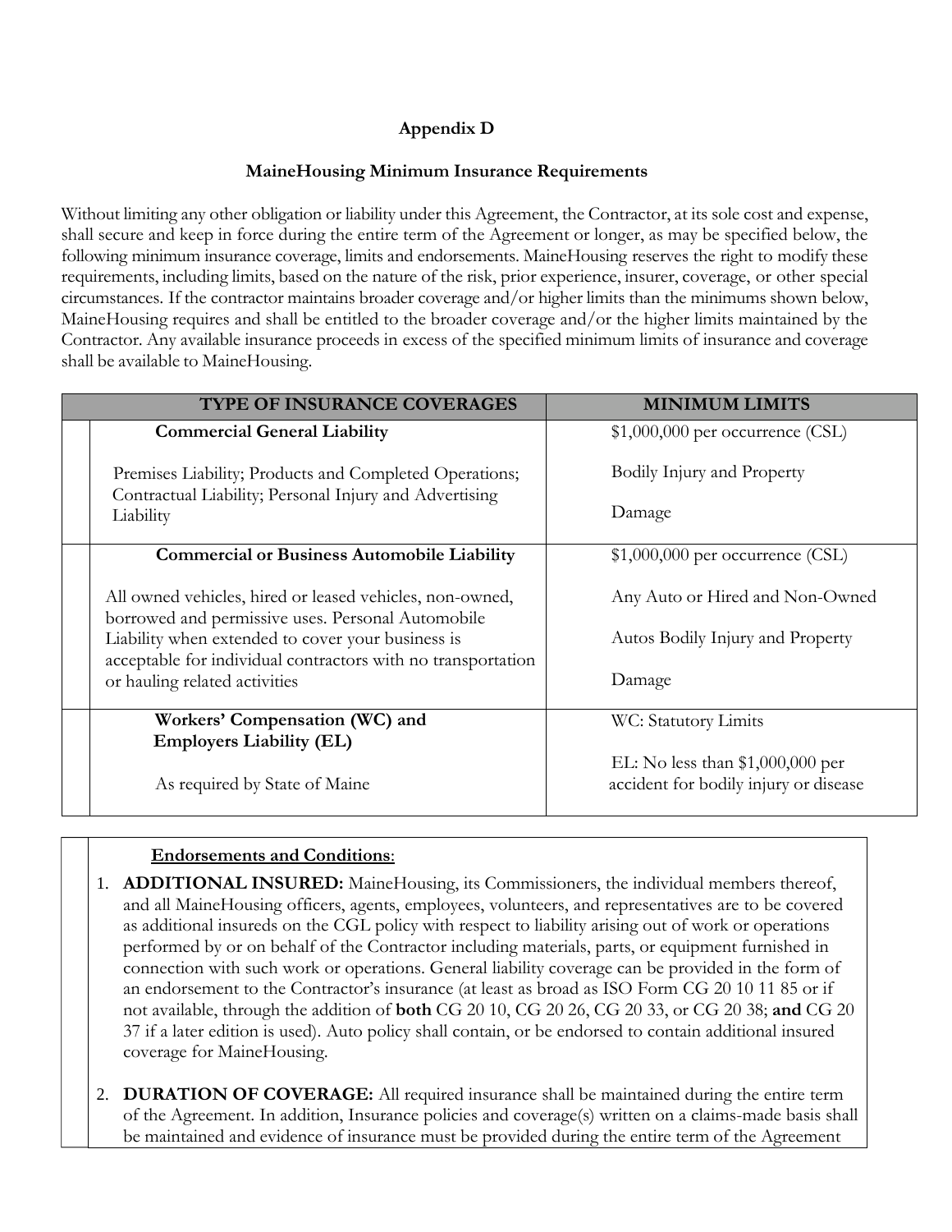# Appendix D

## MaineHousing Minimum Insurance Requirements

Without limiting any other obligation or liability under this Agreement, the Contractor, at its sole cost and expense, shall secure and keep in force during the entire term of the Agreement or longer, as may be specified below, the following minimum insurance coverage, limits and endorsements. MaineHousing reserves the right to modify these requirements, including limits, based on the nature of the risk, prior experience, insurer, coverage, or other special circumstances. If the contractor maintains broader coverage and/or higher limits than the minimums shown below, MaineHousing requires and shall be entitled to the broader coverage and/or the higher limits maintained by the Contractor. Any available insurance proceeds in excess of the specified minimum limits of insurance and coverage shall be available to MaineHousing.

| TYPE OF INSURANCE COVERAGES | MINIMUM LIMITS |
|---|---|
| **Commercial General Liability**<br><br>Premises Liability; Products and Completed Operations; Contractual Liability; Personal Injury and Advertising Liability | $1,000,000 per occurrence (CSL)<br><br>Bodily Injury and Property Damage |
| **Commercial or Business Automobile Liability**<br><br>All owned vehicles, hired or leased vehicles, non-owned, borrowed and permissive uses. Personal Automobile Liability when extended to cover your business is acceptable for individual contractors with no transportation or hauling related activities | $1,000,000 per occurrence (CSL)<br><br>Any Auto or Hired and Non-Owned Autos Bodily Injury and Property Damage |
| **Workers' Compensation (WC) and Employers Liability (EL)**<br><br>As required by State of Maine | WC: Statutory Limits<br><br>EL: No less than $1,000,000 per accident for bodily injury or disease |

**Endorsements and Conditions**:

1. **ADDITIONAL INSURED:** MaineHousing, its Commissioners, the individual members thereof, and all MaineHousing officers, agents, employees, volunteers, and representatives are to be covered as additional insureds on the CGL policy with respect to liability arising out of work or operations performed by or on behalf of the Contractor including materials, parts, or equipment furnished in connection with such work or operations. General liability coverage can be provided in the form of an endorsement to the Contractor's insurance (at least as broad as ISO Form CG 20 10 11 85 or if not available, through the addition of **both** CG 20 10, CG 20 26, CG 20 33, or CG 20 38; **and** CG 20 37 if a later edition is used). Auto policy shall contain, or be endorsed to contain additional insured coverage for MaineHousing.

2. **DURATION OF COVERAGE:** All required insurance shall be maintained during the entire term of the Agreement. In addition, Insurance policies and coverage(s) written on a claims-made basis shall be maintained and evidence of insurance must be provided during the entire term of the Agreement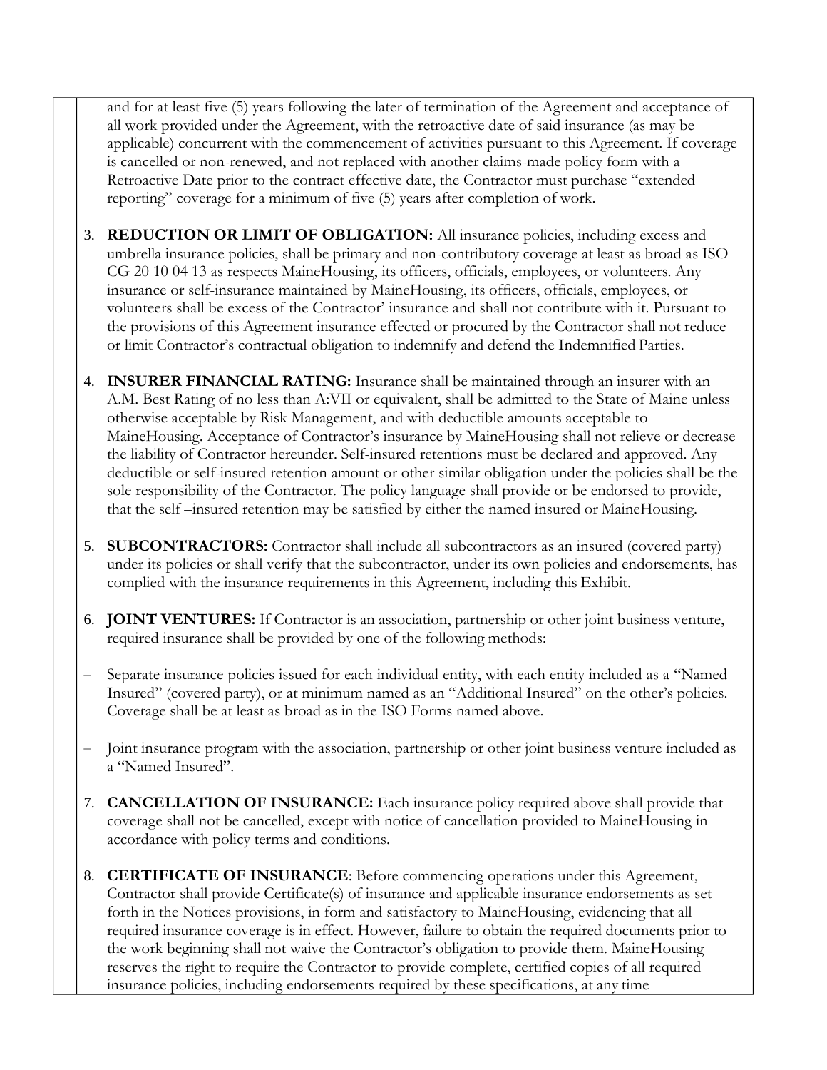and for at least five (5) years following the later of termination of the Agreement and acceptance of all work provided under the Agreement, with the retroactive date of said insurance (as may be applicable) concurrent with the commencement of activities pursuant to this Agreement. If coverage is cancelled or non-renewed, and not replaced with another claims-made policy form with a Retroactive Date prior to the contract effective date, the Contractor must purchase "extended reporting" coverage for a minimum of five (5) years after completion of work.

3. **REDUCTION OR LIMIT OF OBLIGATION:** All insurance policies, including excess and umbrella insurance policies, shall be primary and non-contributory coverage at least as broad as ISO CG 20 10 04 13 as respects MaineHousing, its officers, officials, employees, or volunteers. Any insurance or self-insurance maintained by MaineHousing, its officers, officials, employees, or volunteers shall be excess of the Contractor' insurance and shall not contribute with it. Pursuant to the provisions of this Agreement insurance effected or procured by the Contractor shall not reduce or limit Contractor's contractual obligation to indemnify and defend the Indemnified Parties.

4. **INSURER FINANCIAL RATING:** Insurance shall be maintained through an insurer with an A.M. Best Rating of no less than A:VII or equivalent, shall be admitted to the State of Maine unless otherwise acceptable by Risk Management, and with deductible amounts acceptable to MaineHousing. Acceptance of Contractor's insurance by MaineHousing shall not relieve or decrease the liability of Contractor hereunder. Self-insured retentions must be declared and approved. Any deductible or self-insured retention amount or other similar obligation under the policies shall be the sole responsibility of the Contractor. The policy language shall provide or be endorsed to provide, that the self –insured retention may be satisfied by either the named insured or MaineHousing.

5. **SUBCONTRACTORS:** Contractor shall include all subcontractors as an insured (covered party) under its policies or shall verify that the subcontractor, under its own policies and endorsements, has complied with the insurance requirements in this Agreement, including this Exhibit.

6. **JOINT VENTURES:** If Contractor is an association, partnership or other joint business venture, required insurance shall be provided by one of the following methods:

– Separate insurance policies issued for each individual entity, with each entity included as a "Named Insured" (covered party), or at minimum named as an "Additional Insured" on the other's policies. Coverage shall be at least as broad as in the ISO Forms named above.

– Joint insurance program with the association, partnership or other joint business venture included as a "Named Insured".

7. **CANCELLATION OF INSURANCE:** Each insurance policy required above shall provide that coverage shall not be cancelled, except with notice of cancellation provided to MaineHousing in accordance with policy terms and conditions.

8. **CERTIFICATE OF INSURANCE**: Before commencing operations under this Agreement, Contractor shall provide Certificate(s) of insurance and applicable insurance endorsements as set forth in the Notices provisions, in form and satisfactory to MaineHousing, evidencing that all required insurance coverage is in effect. However, failure to obtain the required documents prior to the work beginning shall not waive the Contractor's obligation to provide them. MaineHousing reserves the right to require the Contractor to provide complete, certified copies of all required insurance policies, including endorsements required by these specifications, at any time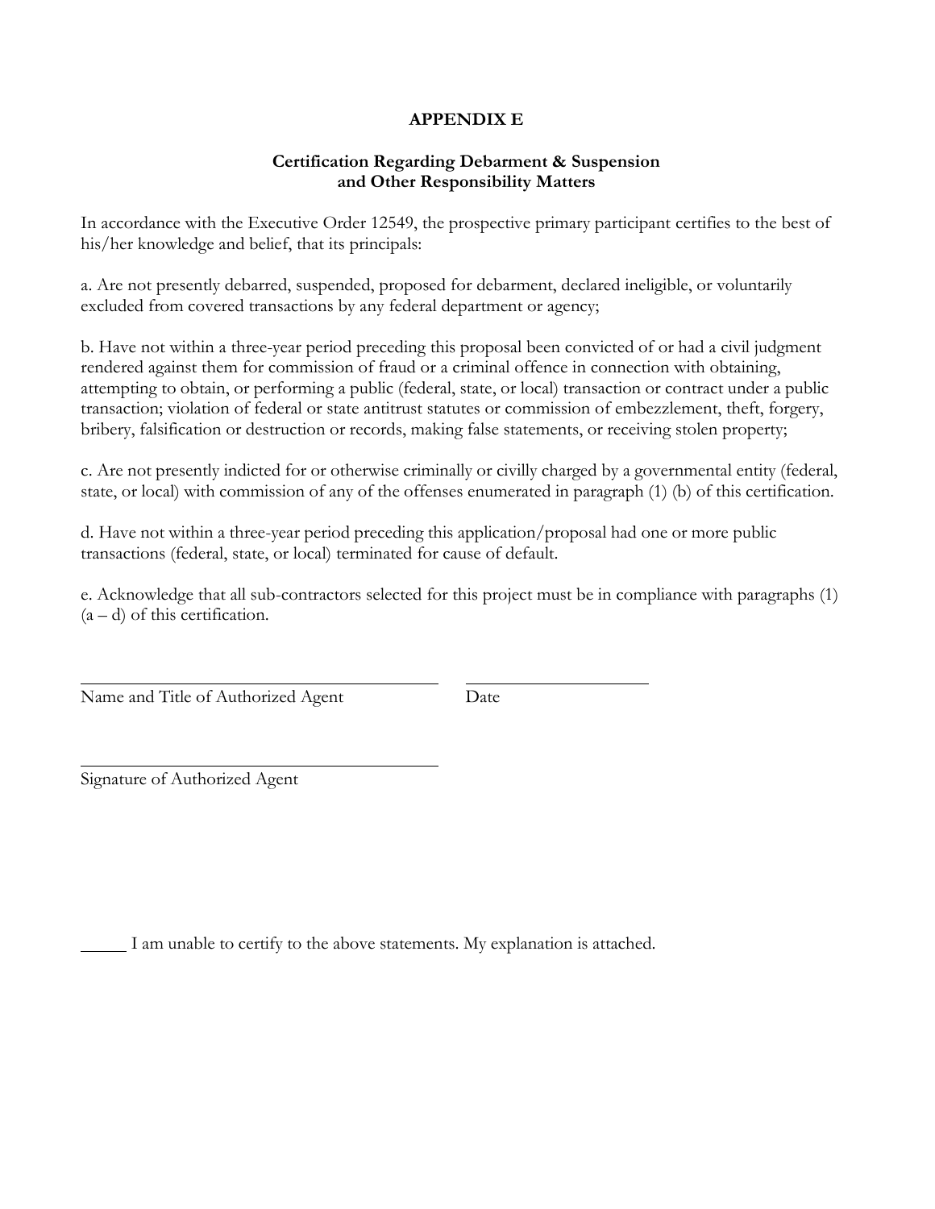# APPENDIX E

## Certification Regarding Debarment & Suspension and Other Responsibility Matters

In accordance with the Executive Order 12549, the prospective primary participant certifies to the best of his/her knowledge and belief, that its principals:

a. Are not presently debarred, suspended, proposed for debarment, declared ineligible, or voluntarily excluded from covered transactions by any federal department or agency;

b. Have not within a three-year period preceding this proposal been convicted of or had a civil judgment rendered against them for commission of fraud or a criminal offence in connection with obtaining, attempting to obtain, or performing a public (federal, state, or local) transaction or contract under a public transaction; violation of federal or state antitrust statutes or commission of embezzlement, theft, forgery, bribery, falsification or destruction or records, making false statements, or receiving stolen property;

c. Are not presently indicted for or otherwise criminally or civilly charged by a governmental entity (federal, state, or local) with commission of any of the offenses enumerated in paragraph (1) (b) of this certification.

d. Have not within a three-year period preceding this application/proposal had one or more public transactions (federal, state, or local) terminated for cause of default.

e. Acknowledge that all sub-contractors selected for this project must be in compliance with paragraphs (1) (a – d) of this certification.

\_\_\_\_\_\_\_\_\_\_\_\_\_\_\_\_\_\_\_\_\_\_\_\_\_\_\_\_\_\_\_\_\_\_\_\_\_\_\_\_ \_\_\_\_\_\_\_\_\_\_\_\_\_\_\_\_\_\_\_\_
Name and Title of Authorized Agent Date

\_\_\_\_\_\_\_\_\_\_\_\_\_\_\_\_\_\_\_\_\_\_\_\_\_\_\_\_\_\_\_\_\_\_\_\_\_\_\_\_
Signature of Authorized Agent

\_\_\_\_\_ I am unable to certify to the above statements. My explanation is attached.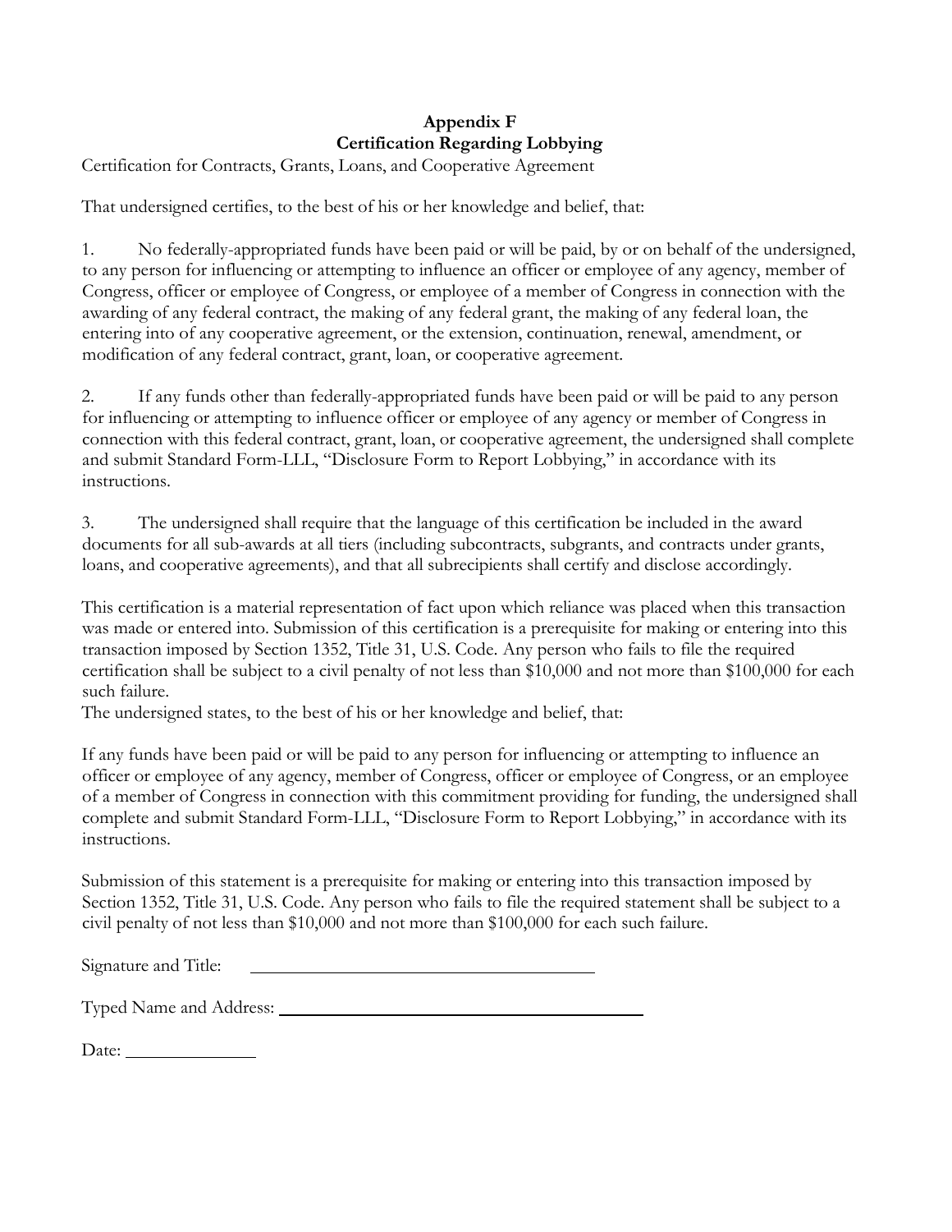# Appendix F
## Certification Regarding Lobbying

Certification for Contracts, Grants, Loans, and Cooperative Agreement

That undersigned certifies, to the best of his or her knowledge and belief, that:

1. No federally-appropriated funds have been paid or will be paid, by or on behalf of the undersigned, to any person for influencing or attempting to influence an officer or employee of any agency, member of Congress, officer or employee of Congress, or employee of a member of Congress in connection with the awarding of any federal contract, the making of any federal grant, the making of any federal loan, the entering into of any cooperative agreement, or the extension, continuation, renewal, amendment, or modification of any federal contract, grant, loan, or cooperative agreement.

2. If any funds other than federally-appropriated funds have been paid or will be paid to any person for influencing or attempting to influence officer or employee of any agency or member of Congress in connection with this federal contract, grant, loan, or cooperative agreement, the undersigned shall complete and submit Standard Form-LLL, "Disclosure Form to Report Lobbying," in accordance with its instructions.

3. The undersigned shall require that the language of this certification be included in the award documents for all sub-awards at all tiers (including subcontracts, subgrants, and contracts under grants, loans, and cooperative agreements), and that all subrecipients shall certify and disclose accordingly.

This certification is a material representation of fact upon which reliance was placed when this transaction was made or entered into. Submission of this certification is a prerequisite for making or entering into this transaction imposed by Section 1352, Title 31, U.S. Code. Any person who fails to file the required certification shall be subject to a civil penalty of not less than $10,000 and not more than $100,000 for each such failure.

The undersigned states, to the best of his or her knowledge and belief, that:

If any funds have been paid or will be paid to any person for influencing or attempting to influence an officer or employee of any agency, member of Congress, officer or employee of Congress, or an employee of a member of Congress in connection with this commitment providing for funding, the undersigned shall complete and submit Standard Form-LLL, "Disclosure Form to Report Lobbying," in accordance with its instructions.

Submission of this statement is a prerequisite for making or entering into this transaction imposed by Section 1352, Title 31, U.S. Code. Any person who fails to file the required statement shall be subject to a civil penalty of not less than $10,000 and not more than $100,000 for each such failure.

Signature and Title: ______________________________

Typed Name and Address: ______________________________

Date: ______________